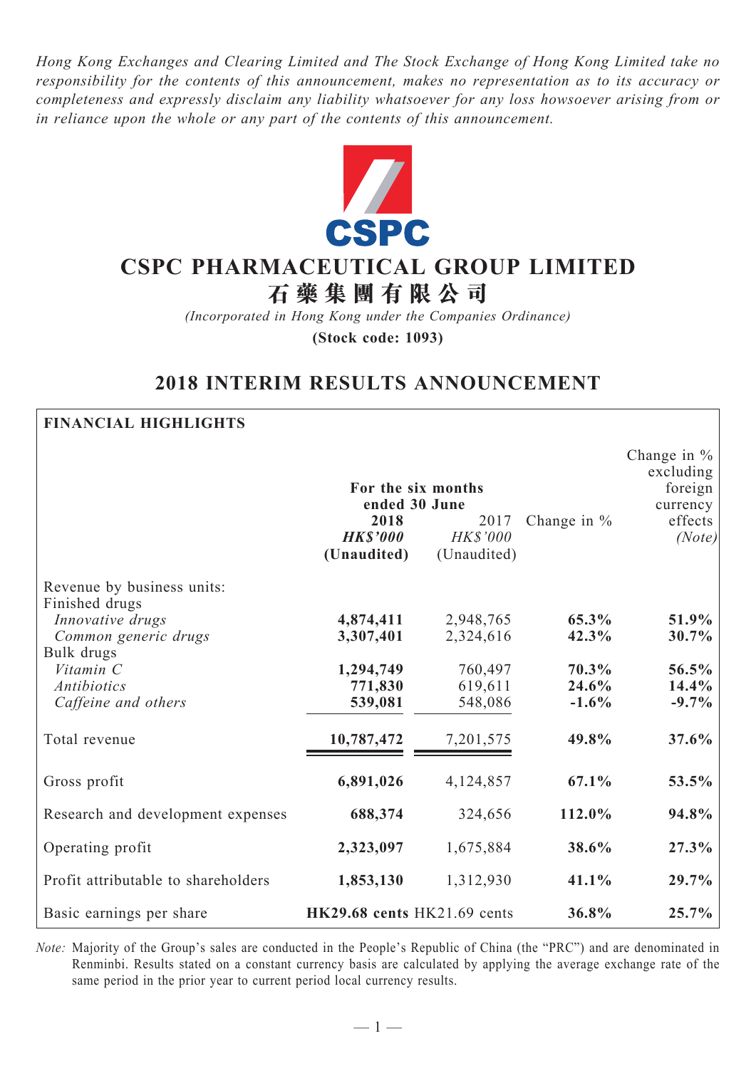*Hong Kong Exchanges and Clearing Limited and The Stock Exchange of Hong Kong Limited take no responsibility for the contents of this announcement, makes no representation as to its accuracy or completeness and expressly disclaim any liability whatsoever for any loss howsoever arising from or in reliance upon the whole or any part of the contents of this announcement.*

CSPC

# CSPC PHARMACEUTICAL GROUP LIMITED
# 石藥集團有限公司

*(Incorporated in Hong Kong under the Companies Ordinance)*

**(Stock code: 1093)**

## 2018 INTERIM RESULTS ANNOUNCEMENT

**FINANCIAL HIGHLIGHTS**

| | For the six months ended 30 June | | | |
|---|---|---|---|---|
| | **2018** | 2017 | Change in % | Change in % excluding foreign currency effects |
| | ***HK$'000*** | *HK$'000* | | *(Note)* |
| | **(Unaudited)** | (Unaudited) | | |
| Revenue by business units: | | | | |
| Finished drugs | | | | |
| *Innovative drugs* | **4,874,411** | 2,948,765 | **65.3%** | **51.9%** |
| *Common generic drugs* | **3,307,401** | 2,324,616 | **42.3%** | **30.7%** |
| Bulk drugs | | | | |
| *Vitamin C* | **1,294,749** | 760,497 | **70.3%** | **56.5%** |
| *Antibiotics* | **771,830** | 619,611 | **24.6%** | **14.4%** |
| *Caffeine and others* | **539,081** | 548,086 | **-1.6%** | **-9.7%** |
| Total revenue | **10,787,472** | 7,201,575 | **49.8%** | **37.6%** |
| Gross profit | **6,891,026** | 4,124,857 | **67.1%** | **53.5%** |
| Research and development expenses | **688,374** | 324,656 | **112.0%** | **94.8%** |
| Operating profit | **2,323,097** | 1,675,884 | **38.6%** | **27.3%** |
| Profit attributable to shareholders | **1,853,130** | 1,312,930 | **41.1%** | **29.7%** |
| Basic earnings per share | **HK29.68 cents** | HK21.69 cents | **36.8%** | **25.7%** |

*Note:* Majority of the Group's sales are conducted in the People's Republic of China (the "PRC") and are denominated in Renminbi. Results stated on a constant currency basis are calculated by applying the average exchange rate of the same period in the prior year to current period local currency results.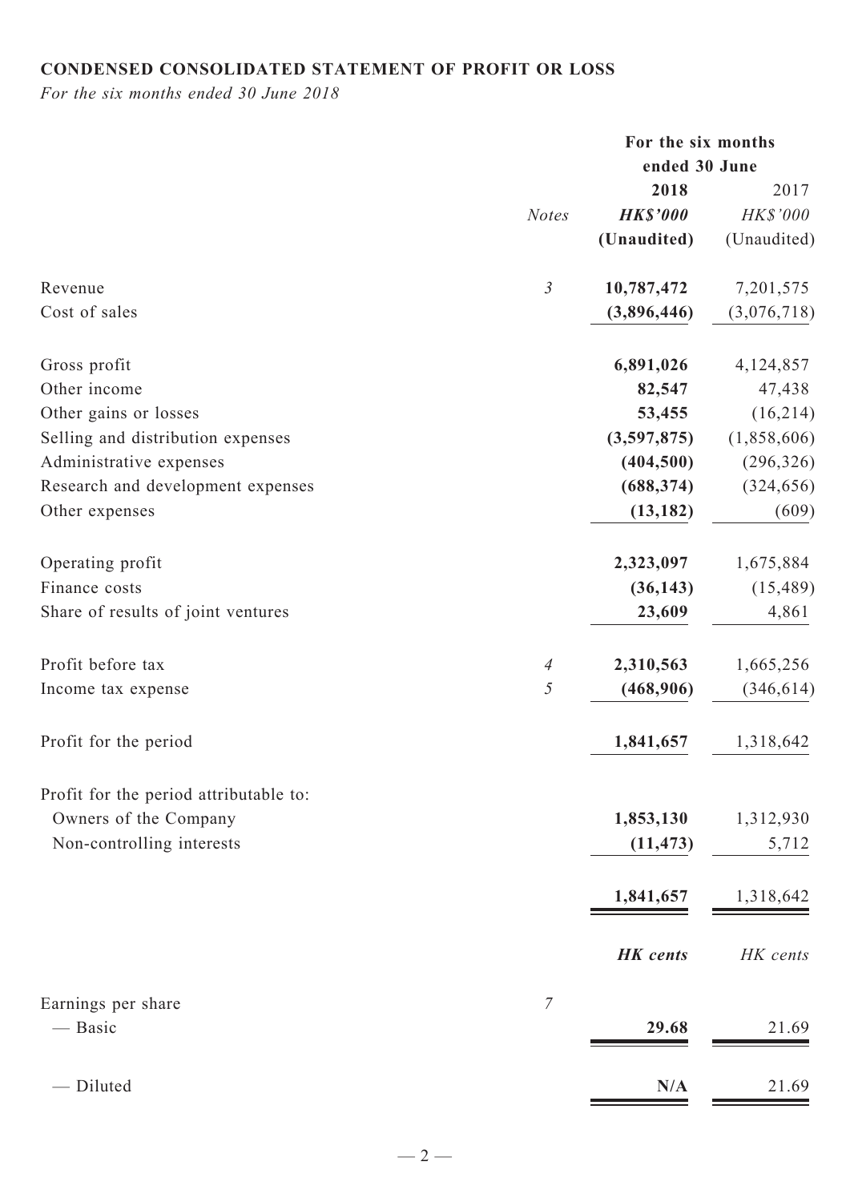## CONDENSED CONSOLIDATED STATEMENT OF PROFIT OR LOSS

*For the six months ended 30 June 2018*

| | | For the six months ended 30 June | |
|---|---|---|---|
| | | **2018** | 2017 |
| | *Notes* | ***HK$'000*** | *HK$'000* |
| | | **(Unaudited)** | (Unaudited) |
| Revenue | *3* | **10,787,472** | 7,201,575 |
| Cost of sales | | **(3,896,446)** | (3,076,718) |
| Gross profit | | **6,891,026** | 4,124,857 |
| Other income | | **82,547** | 47,438 |
| Other gains or losses | | **53,455** | (16,214) |
| Selling and distribution expenses | | **(3,597,875)** | (1,858,606) |
| Administrative expenses | | **(404,500)** | (296,326) |
| Research and development expenses | | **(688,374)** | (324,656) |
| Other expenses | | **(13,182)** | (609) |
| Operating profit | | **2,323,097** | 1,675,884 |
| Finance costs | | **(36,143)** | (15,489) |
| Share of results of joint ventures | | **23,609** | 4,861 |
| Profit before tax | *4* | **2,310,563** | 1,665,256 |
| Income tax expense | *5* | **(468,906)** | (346,614) |
| Profit for the period | | **1,841,657** | 1,318,642 |
| Profit for the period attributable to: | | | |
| Owners of the Company | | **1,853,130** | 1,312,930 |
| Non-controlling interests | | **(11,473)** | 5,712 |
| | | **1,841,657** | 1,318,642 |
| | | ***HK cents*** | *HK cents* |
| Earnings per share | *7* | | |
| — Basic | | **29.68** | 21.69 |
| — Diluted | | **N/A** | 21.69 |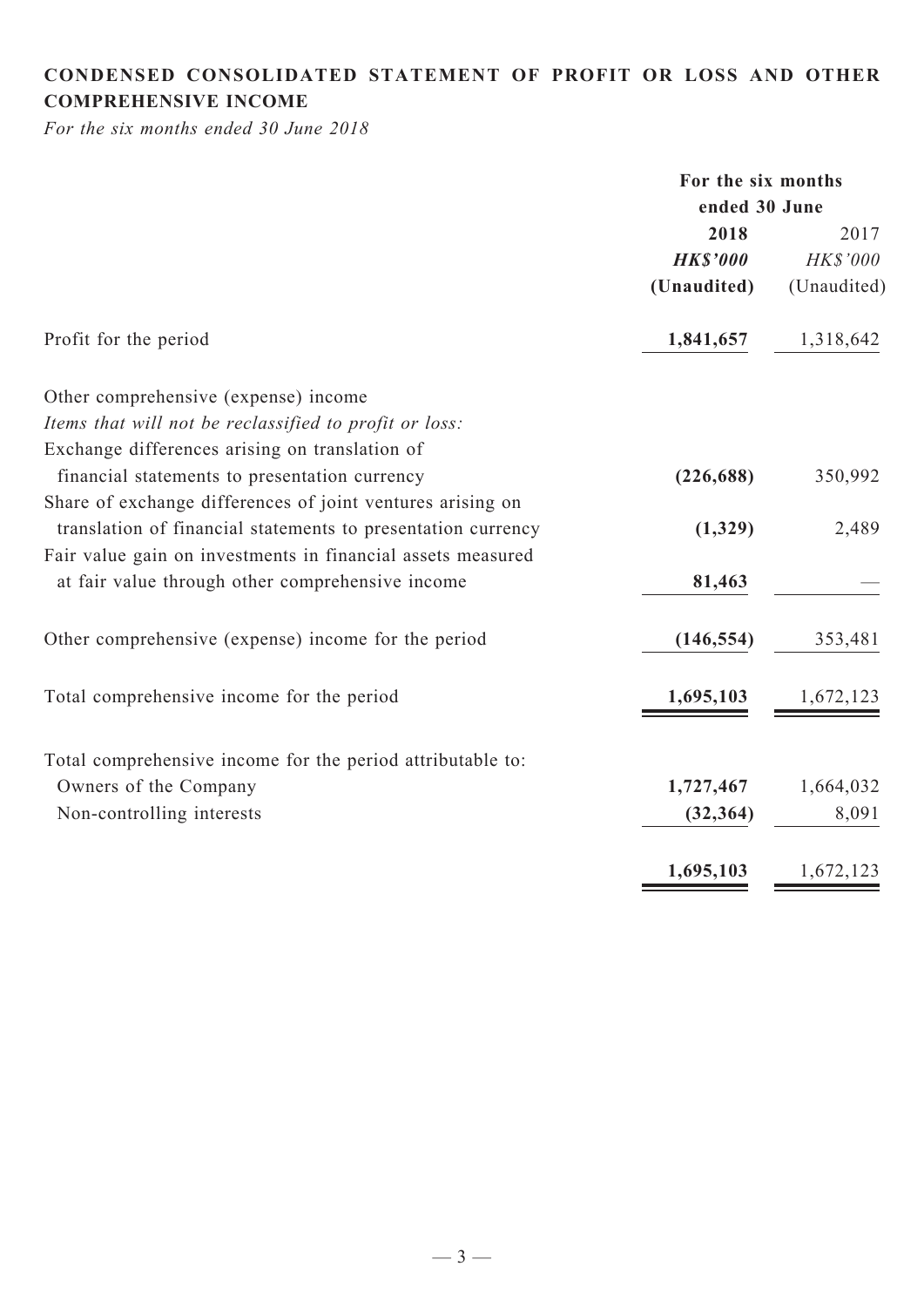## CONDENSED CONSOLIDATED STATEMENT OF PROFIT OR LOSS AND OTHER COMPREHENSIVE INCOME

*For the six months ended 30 June 2018*

| | For the six months ended 30 June | |
|---|---|---|
| | **2018** | 2017 |
| | ***HK$'000*** | *HK$'000* |
| | **(Unaudited)** | (Unaudited) |
| Profit for the period | **1,841,657** | 1,318,642 |
| Other comprehensive (expense) income | | |
| *Items that will not be reclassified to profit or loss:* | | |
| Exchange differences arising on translation of financial statements to presentation currency | **(226,688)** | 350,992 |
| Share of exchange differences of joint ventures arising on translation of financial statements to presentation currency | **(1,329)** | 2,489 |
| Fair value gain on investments in financial assets measured at fair value through other comprehensive income | **81,463** | — |
| Other comprehensive (expense) income for the period | **(146,554)** | 353,481 |
| Total comprehensive income for the period | **1,695,103** | 1,672,123 |
| Total comprehensive income for the period attributable to: | | |
| Owners of the Company | **1,727,467** | 1,664,032 |
| Non-controlling interests | **(32,364)** | 8,091 |
| | **1,695,103** | 1,672,123 |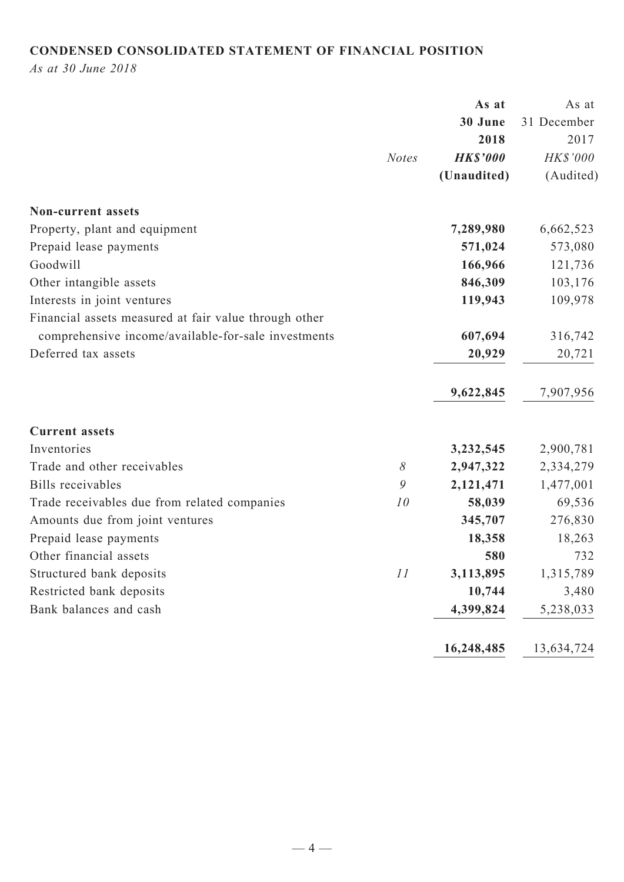## CONDENSED CONSOLIDATED STATEMENT OF FINANCIAL POSITION

*As at 30 June 2018*

| | *Notes* | **As at 30 June 2018** ***HK$'000*** **(Unaudited)** | As at 31 December 2017 *HK$'000* (Audited) |
|---|---|---|---|
| **Non-current assets** | | | |
| Property, plant and equipment | | **7,289,980** | 6,662,523 |
| Prepaid lease payments | | **571,024** | 573,080 |
| Goodwill | | **166,966** | 121,736 |
| Other intangible assets | | **846,309** | 103,176 |
| Interests in joint ventures | | **119,943** | 109,978 |
| Financial assets measured at fair value through other comprehensive income/available-for-sale investments | | **607,694** | 316,742 |
| Deferred tax assets | | **20,929** | 20,721 |
| | | **9,622,845** | 7,907,956 |
| **Current assets** | | | |
| Inventories | | **3,232,545** | 2,900,781 |
| Trade and other receivables | *8* | **2,947,322** | 2,334,279 |
| Bills receivables | *9* | **2,121,471** | 1,477,001 |
| Trade receivables due from related companies | *10* | **58,039** | 69,536 |
| Amounts due from joint ventures | | **345,707** | 276,830 |
| Prepaid lease payments | | **18,358** | 18,263 |
| Other financial assets | | **580** | 732 |
| Structured bank deposits | *11* | **3,113,895** | 1,315,789 |
| Restricted bank deposits | | **10,744** | 3,480 |
| Bank balances and cash | | **4,399,824** | 5,238,033 |
| | | **16,248,485** | 13,634,724 |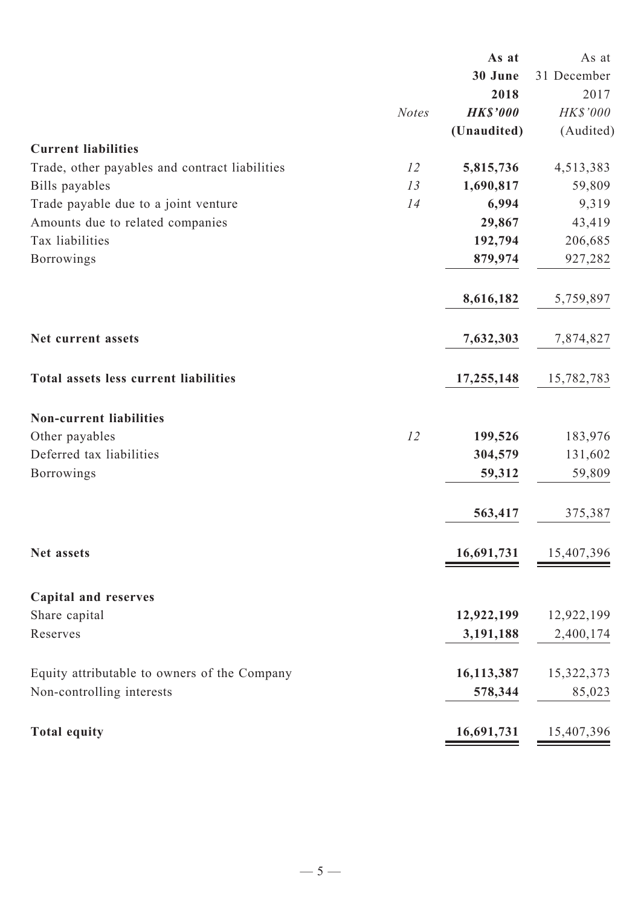| | Notes | As at 30 June 2018 HK$'000 (Unaudited) | As at 31 December 2017 HK$'000 (Audited) |
|---|---|---|---|
| **Current liabilities** | | | |
| Trade, other payables and contract liabilities | 12 | **5,815,736** | 4,513,383 |
| Bills payables | 13 | **1,690,817** | 59,809 |
| Trade payable due to a joint venture | 14 | **6,994** | 9,319 |
| Amounts due to related companies | | **29,867** | 43,419 |
| Tax liabilities | | **192,794** | 206,685 |
| Borrowings | | **879,974** | 927,282 |
| | | **8,616,182** | 5,759,897 |
| **Net current assets** | | **7,632,303** | 7,874,827 |
| **Total assets less current liabilities** | | **17,255,148** | 15,782,783 |
| **Non-current liabilities** | | | |
| Other payables | 12 | **199,526** | 183,976 |
| Deferred tax liabilities | | **304,579** | 131,602 |
| Borrowings | | **59,312** | 59,809 |
| | | **563,417** | 375,387 |
| **Net assets** | | **16,691,731** | 15,407,396 |
| **Capital and reserves** | | | |
| Share capital | | **12,922,199** | 12,922,199 |
| Reserves | | **3,191,188** | 2,400,174 |
| Equity attributable to owners of the Company | | **16,113,387** | 15,322,373 |
| Non-controlling interests | | **578,344** | 85,023 |
| **Total equity** | | **16,691,731** | 15,407,396 |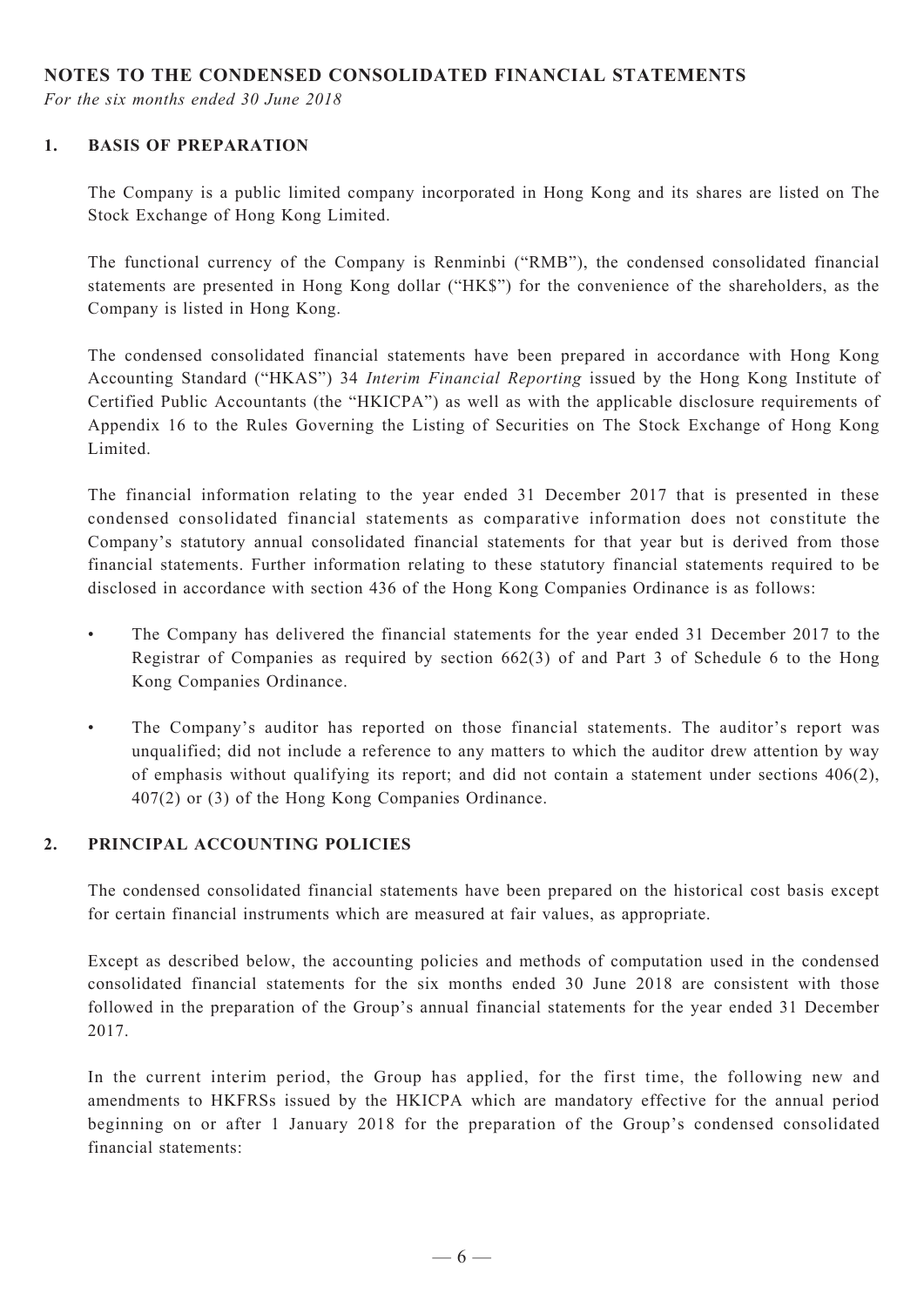## NOTES TO THE CONDENSED CONSOLIDATED FINANCIAL STATEMENTS

*For the six months ended 30 June 2018*

### 1. BASIS OF PREPARATION

The Company is a public limited company incorporated in Hong Kong and its shares are listed on The Stock Exchange of Hong Kong Limited.

The functional currency of the Company is Renminbi ("RMB"), the condensed consolidated financial statements are presented in Hong Kong dollar ("HK$") for the convenience of the shareholders, as the Company is listed in Hong Kong.

The condensed consolidated financial statements have been prepared in accordance with Hong Kong Accounting Standard ("HKAS") 34 *Interim Financial Reporting* issued by the Hong Kong Institute of Certified Public Accountants (the "HKICPA") as well as with the applicable disclosure requirements of Appendix 16 to the Rules Governing the Listing of Securities on The Stock Exchange of Hong Kong Limited.

The financial information relating to the year ended 31 December 2017 that is presented in these condensed consolidated financial statements as comparative information does not constitute the Company's statutory annual consolidated financial statements for that year but is derived from those financial statements. Further information relating to these statutory financial statements required to be disclosed in accordance with section 436 of the Hong Kong Companies Ordinance is as follows:

- The Company has delivered the financial statements for the year ended 31 December 2017 to the Registrar of Companies as required by section 662(3) of and Part 3 of Schedule 6 to the Hong Kong Companies Ordinance.
- The Company's auditor has reported on those financial statements. The auditor's report was unqualified; did not include a reference to any matters to which the auditor drew attention by way of emphasis without qualifying its report; and did not contain a statement under sections 406(2), 407(2) or (3) of the Hong Kong Companies Ordinance.

### 2. PRINCIPAL ACCOUNTING POLICIES

The condensed consolidated financial statements have been prepared on the historical cost basis except for certain financial instruments which are measured at fair values, as appropriate.

Except as described below, the accounting policies and methods of computation used in the condensed consolidated financial statements for the six months ended 30 June 2018 are consistent with those followed in the preparation of the Group's annual financial statements for the year ended 31 December 2017.

In the current interim period, the Group has applied, for the first time, the following new and amendments to HKFRSs issued by the HKICPA which are mandatory effective for the annual period beginning on or after 1 January 2018 for the preparation of the Group's condensed consolidated financial statements: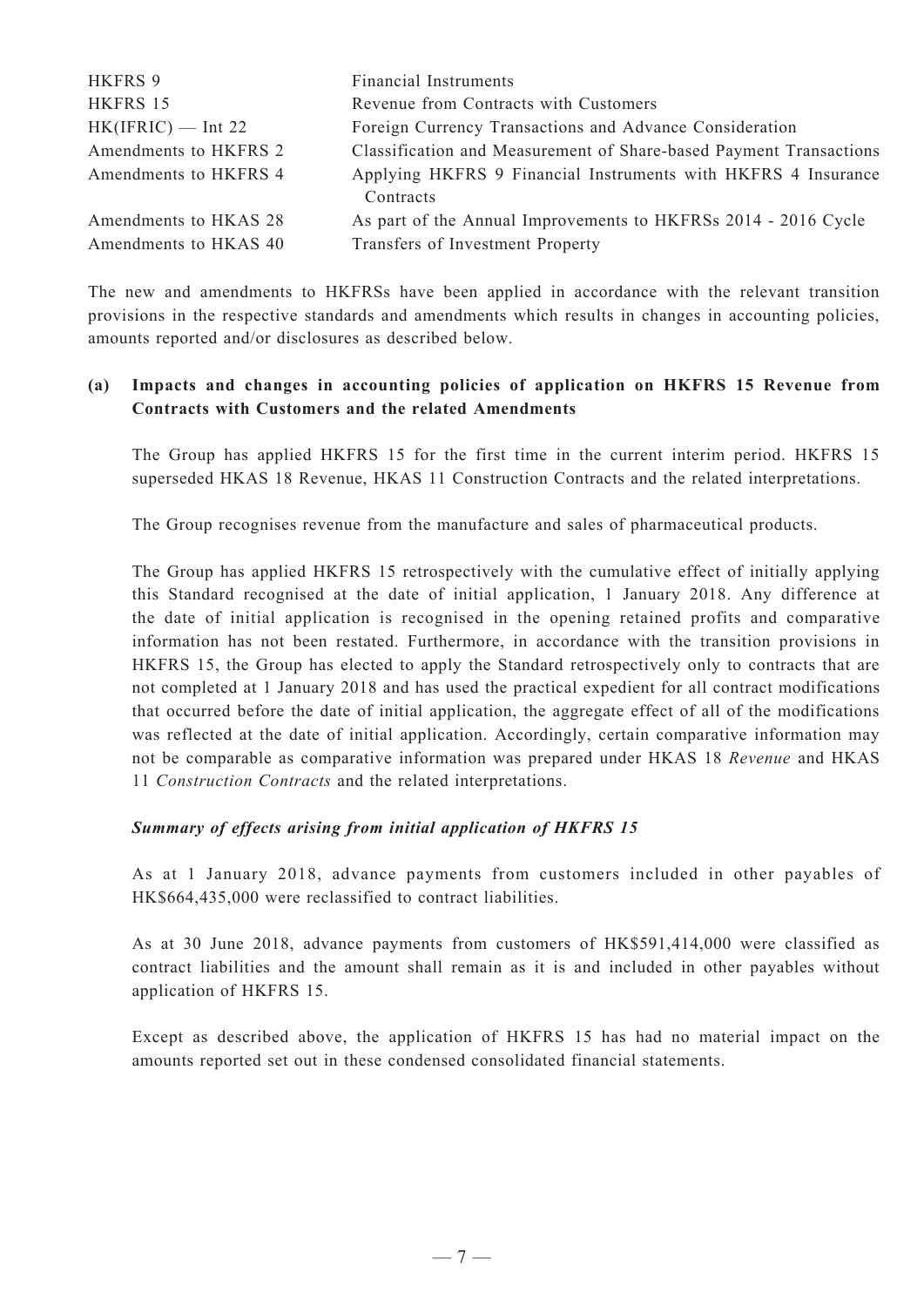| | |
|---|---|
| HKFRS 9 | Financial Instruments |
| HKFRS 15 | Revenue from Contracts with Customers |
| HK(IFRIC) — Int 22 | Foreign Currency Transactions and Advance Consideration |
| Amendments to HKFRS 2 | Classification and Measurement of Share-based Payment Transactions |
| Amendments to HKFRS 4 | Applying HKFRS 9 Financial Instruments with HKFRS 4 Insurance Contracts |
| Amendments to HKAS 28 | As part of the Annual Improvements to HKFRSs 2014 - 2016 Cycle |
| Amendments to HKAS 40 | Transfers of Investment Property |

The new and amendments to HKFRSs have been applied in accordance with the relevant transition provisions in the respective standards and amendments which results in changes in accounting policies, amounts reported and/or disclosures as described below.

**(a) Impacts and changes in accounting policies of application on HKFRS 15 Revenue from Contracts with Customers and the related Amendments**

The Group has applied HKFRS 15 for the first time in the current interim period. HKFRS 15 superseded HKAS 18 Revenue, HKAS 11 Construction Contracts and the related interpretations.

The Group recognises revenue from the manufacture and sales of pharmaceutical products.

The Group has applied HKFRS 15 retrospectively with the cumulative effect of initially applying this Standard recognised at the date of initial application, 1 January 2018. Any difference at the date of initial application is recognised in the opening retained profits and comparative information has not been restated. Furthermore, in accordance with the transition provisions in HKFRS 15, the Group has elected to apply the Standard retrospectively only to contracts that are not completed at 1 January 2018 and has used the practical expedient for all contract modifications that occurred before the date of initial application, the aggregate effect of all of the modifications was reflected at the date of initial application. Accordingly, certain comparative information may not be comparable as comparative information was prepared under HKAS 18 *Revenue* and HKAS 11 *Construction Contracts* and the related interpretations.

***Summary of effects arising from initial application of HKFRS 15***

As at 1 January 2018, advance payments from customers included in other payables of HK$664,435,000 were reclassified to contract liabilities.

As at 30 June 2018, advance payments from customers of HK$591,414,000 were classified as contract liabilities and the amount shall remain as it is and included in other payables without application of HKFRS 15.

Except as described above, the application of HKFRS 15 has had no material impact on the amounts reported set out in these condensed consolidated financial statements.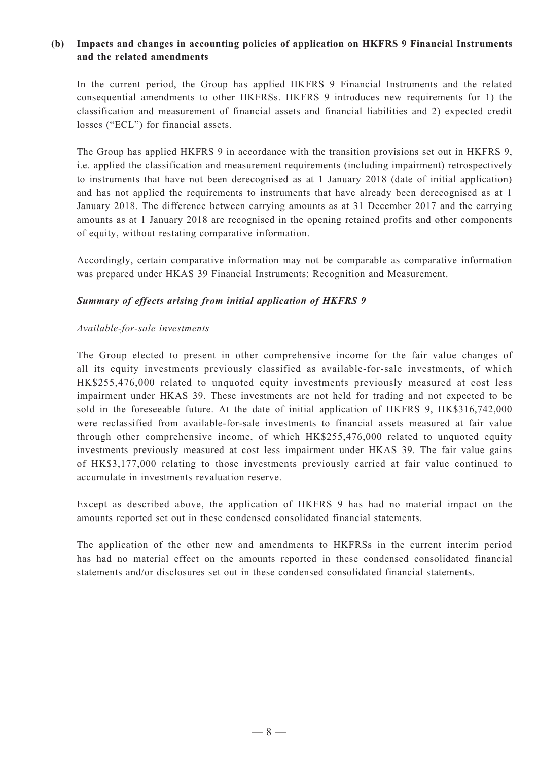**(b) Impacts and changes in accounting policies of application on HKFRS 9 Financial Instruments and the related amendments**

In the current period, the Group has applied HKFRS 9 Financial Instruments and the related consequential amendments to other HKFRSs. HKFRS 9 introduces new requirements for 1) the classification and measurement of financial assets and financial liabilities and 2) expected credit losses ("ECL") for financial assets.

The Group has applied HKFRS 9 in accordance with the transition provisions set out in HKFRS 9, i.e. applied the classification and measurement requirements (including impairment) retrospectively to instruments that have not been derecognised as at 1 January 2018 (date of initial application) and has not applied the requirements to instruments that have already been derecognised as at 1 January 2018. The difference between carrying amounts as at 31 December 2017 and the carrying amounts as at 1 January 2018 are recognised in the opening retained profits and other components of equity, without restating comparative information.

Accordingly, certain comparative information may not be comparable as comparative information was prepared under HKAS 39 Financial Instruments: Recognition and Measurement.

***Summary of effects arising from initial application of HKFRS 9***

*Available-for-sale investments*

The Group elected to present in other comprehensive income for the fair value changes of all its equity investments previously classified as available-for-sale investments, of which HK$255,476,000 related to unquoted equity investments previously measured at cost less impairment under HKAS 39. These investments are not held for trading and not expected to be sold in the foreseeable future. At the date of initial application of HKFRS 9, HK$316,742,000 were reclassified from available-for-sale investments to financial assets measured at fair value through other comprehensive income, of which HK$255,476,000 related to unquoted equity investments previously measured at cost less impairment under HKAS 39. The fair value gains of HK$3,177,000 relating to those investments previously carried at fair value continued to accumulate in investments revaluation reserve.

Except as described above, the application of HKFRS 9 has had no material impact on the amounts reported set out in these condensed consolidated financial statements.

The application of the other new and amendments to HKFRSs in the current interim period has had no material effect on the amounts reported in these condensed consolidated financial statements and/or disclosures set out in these condensed consolidated financial statements.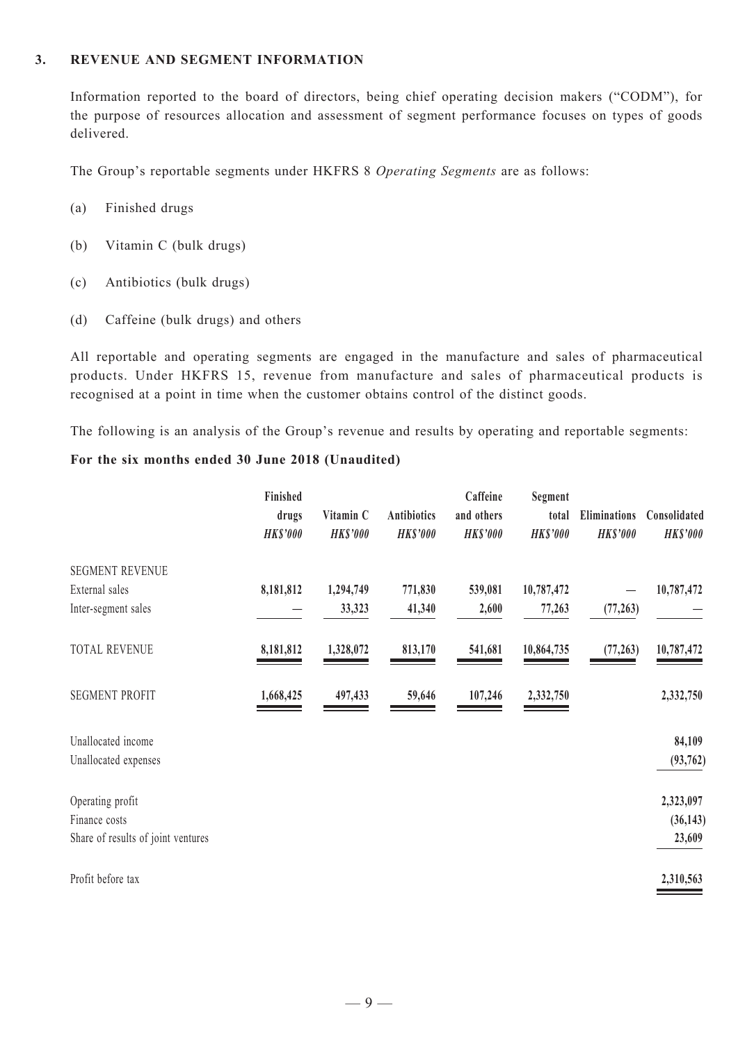## 3. REVENUE AND SEGMENT INFORMATION

Information reported to the board of directors, being chief operating decision makers ("CODM"), for the purpose of resources allocation and assessment of segment performance focuses on types of goods delivered.

The Group's reportable segments under HKFRS 8 *Operating Segments* are as follows:

(a) Finished drugs

(b) Vitamin C (bulk drugs)

(c) Antibiotics (bulk drugs)

(d) Caffeine (bulk drugs) and others

All reportable and operating segments are engaged in the manufacture and sales of pharmaceutical products. Under HKFRS 15, revenue from manufacture and sales of pharmaceutical products is recognised at a point in time when the customer obtains control of the distinct goods.

The following is an analysis of the Group's revenue and results by operating and reportable segments:

**For the six months ended 30 June 2018 (Unaudited)**

| | Finished drugs | Vitamin C | Antibiotics | Caffeine and others | Segment total | Eliminations | Consolidated |
|---|---|---|---|---|---|---|---|
| | *HK$'000* | *HK$'000* | *HK$'000* | *HK$'000* | *HK$'000* | *HK$'000* | *HK$'000* |
| SEGMENT REVENUE | | | | | | | |
| External sales | **8,181,812** | **1,294,749** | **771,830** | **539,081** | **10,787,472** | — | **10,787,472** |
| Inter-segment sales | — | **33,323** | **41,340** | **2,600** | **77,263** | **(77,263)** | — |
| TOTAL REVENUE | **8,181,812** | **1,328,072** | **813,170** | **541,681** | **10,864,735** | **(77,263)** | **10,787,472** |
| SEGMENT PROFIT | **1,668,425** | **497,433** | **59,646** | **107,246** | **2,332,750** | | **2,332,750** |
| Unallocated income | | | | | | | **84,109** |
| Unallocated expenses | | | | | | | **(93,762)** |
| Operating profit | | | | | | | **2,323,097** |
| Finance costs | | | | | | | **(36,143)** |
| Share of results of joint ventures | | | | | | | **23,609** |
| Profit before tax | | | | | | | **2,310,563** |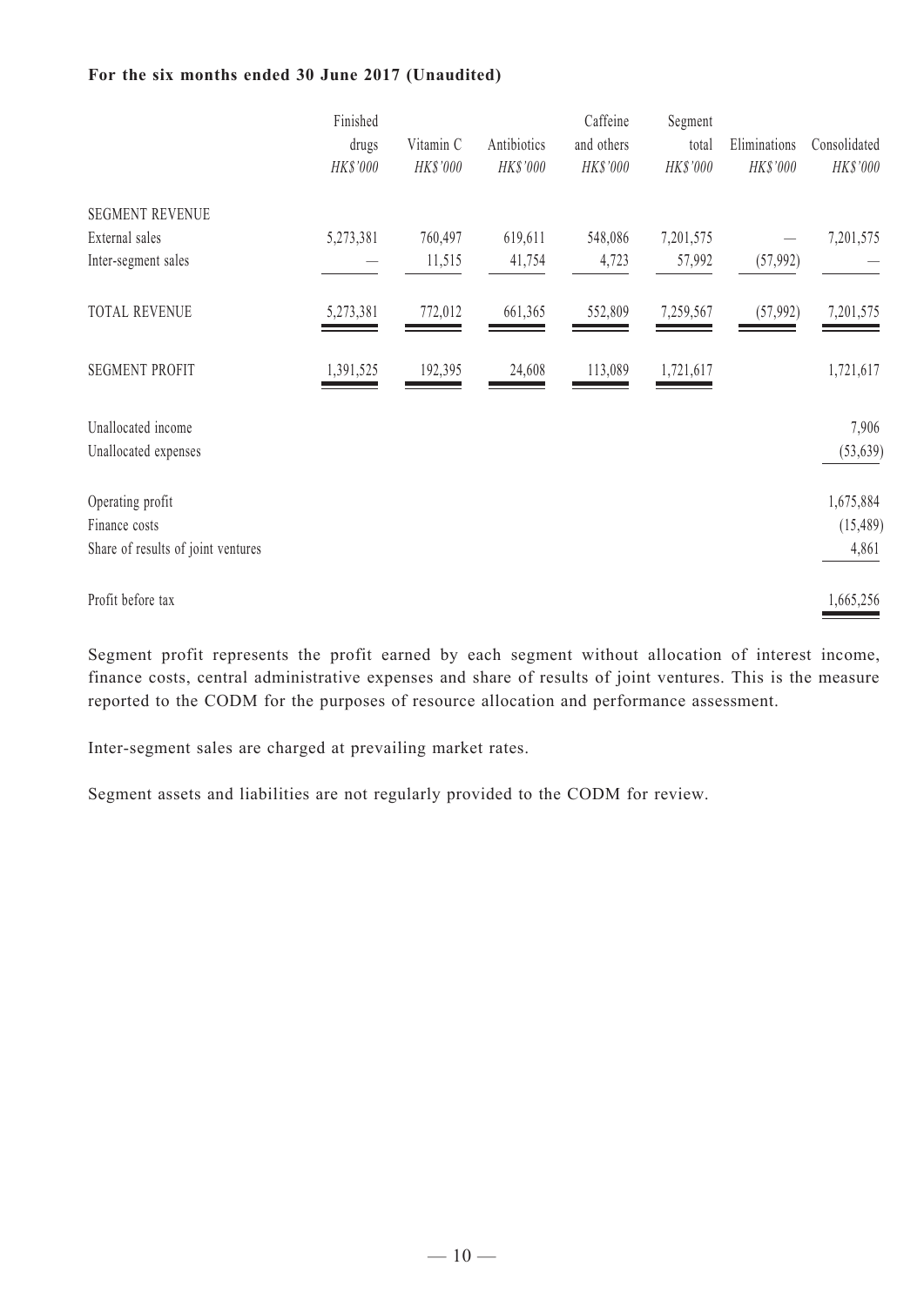**For the six months ended 30 June 2017 (Unaudited)**

| | Finished drugs *HK$'000* | Vitamin C *HK$'000* | Antibiotics *HK$'000* | Caffeine and others *HK$'000* | Segment total *HK$'000* | Eliminations *HK$'000* | Consolidated *HK$'000* |
|---|---|---|---|---|---|---|---|
| SEGMENT REVENUE | | | | | | | |
| External sales | 5,273,381 | 760,497 | 619,611 | 548,086 | 7,201,575 | — | 7,201,575 |
| Inter-segment sales | — | 11,515 | 41,754 | 4,723 | 57,992 | (57,992) | — |
| TOTAL REVENUE | 5,273,381 | 772,012 | 661,365 | 552,809 | 7,259,567 | (57,992) | 7,201,575 |
| SEGMENT PROFIT | 1,391,525 | 192,395 | 24,608 | 113,089 | 1,721,617 | | 1,721,617 |
| Unallocated income | | | | | | | 7,906 |
| Unallocated expenses | | | | | | | (53,639) |
| Operating profit | | | | | | | 1,675,884 |
| Finance costs | | | | | | | (15,489) |
| Share of results of joint ventures | | | | | | | 4,861 |
| Profit before tax | | | | | | | 1,665,256 |

Segment profit represents the profit earned by each segment without allocation of interest income, finance costs, central administrative expenses and share of results of joint ventures. This is the measure reported to the CODM for the purposes of resource allocation and performance assessment.

Inter-segment sales are charged at prevailing market rates.

Segment assets and liabilities are not regularly provided to the CODM for review.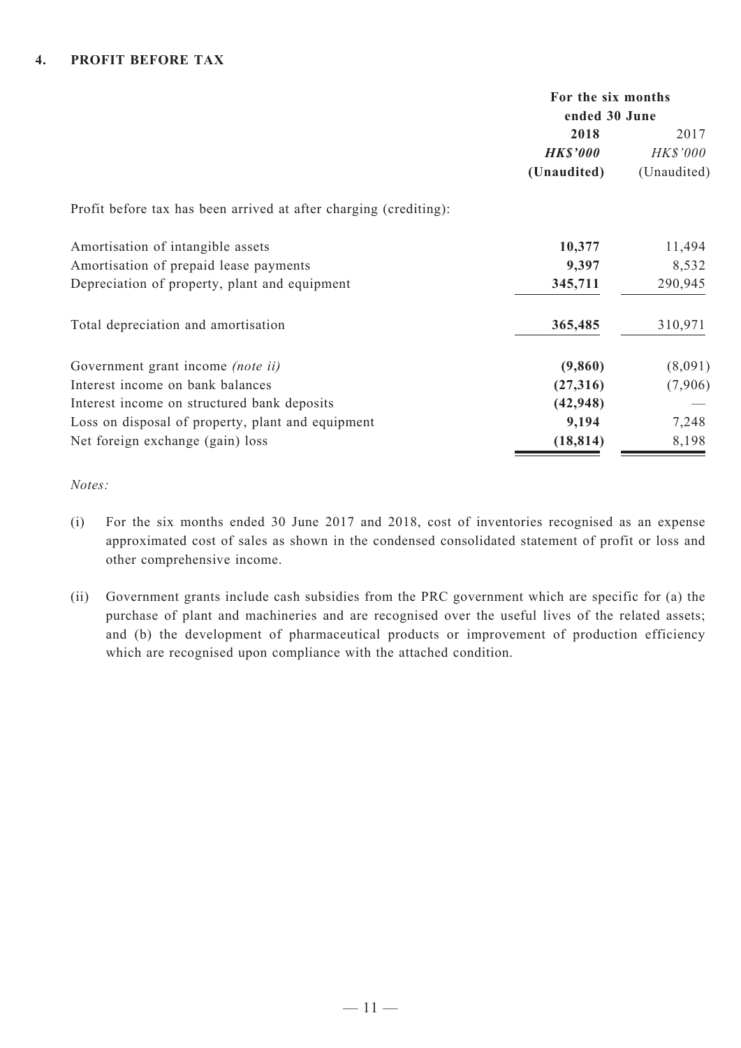## 4. PROFIT BEFORE TAX

| | For the six months ended 30 June | |
|---|---|---|
| | **2018** | 2017 |
| | ***HK$'000*** | *HK$'000* |
| | **(Unaudited)** | (Unaudited) |
| Profit before tax has been arrived at after charging (crediting): | | |
| Amortisation of intangible assets | **10,377** | 11,494 |
| Amortisation of prepaid lease payments | **9,397** | 8,532 |
| Depreciation of property, plant and equipment | **345,711** | 290,945 |
| Total depreciation and amortisation | **365,485** | 310,971 |
| Government grant income *(note ii)* | **(9,860)** | (8,091) |
| Interest income on bank balances | **(27,316)** | (7,906) |
| Interest income on structured bank deposits | **(42,948)** | — |
| Loss on disposal of property, plant and equipment | **9,194** | 7,248 |
| Net foreign exchange (gain) loss | **(18,814)** | 8,198 |

*Notes:*

(i) For the six months ended 30 June 2017 and 2018, cost of inventories recognised as an expense approximated cost of sales as shown in the condensed consolidated statement of profit or loss and other comprehensive income.

(ii) Government grants include cash subsidies from the PRC government which are specific for (a) the purchase of plant and machineries and are recognised over the useful lives of the related assets; and (b) the development of pharmaceutical products or improvement of production efficiency which are recognised upon compliance with the attached condition.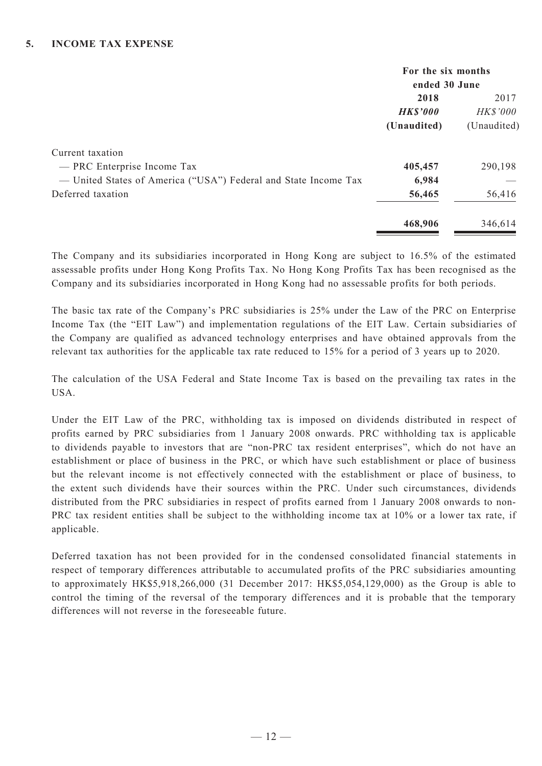## 5. INCOME TAX EXPENSE

| | For the six months ended 30 June | |
|---|---|---|
| | **2018** | 2017 |
| | ***HK$'000*** | *HK$'000* |
| | **(Unaudited)** | (Unaudited) |
| Current taxation | | |
| — PRC Enterprise Income Tax | **405,457** | 290,198 |
| — United States of America ("USA") Federal and State Income Tax | **6,984** | — |
| Deferred taxation | **56,465** | 56,416 |
| | **468,906** | 346,614 |

The Company and its subsidiaries incorporated in Hong Kong are subject to 16.5% of the estimated assessable profits under Hong Kong Profits Tax. No Hong Kong Profits Tax has been recognised as the Company and its subsidiaries incorporated in Hong Kong had no assessable profits for both periods.

The basic tax rate of the Company's PRC subsidiaries is 25% under the Law of the PRC on Enterprise Income Tax (the "EIT Law") and implementation regulations of the EIT Law. Certain subsidiaries of the Company are qualified as advanced technology enterprises and have obtained approvals from the relevant tax authorities for the applicable tax rate reduced to 15% for a period of 3 years up to 2020.

The calculation of the USA Federal and State Income Tax is based on the prevailing tax rates in the USA.

Under the EIT Law of the PRC, withholding tax is imposed on dividends distributed in respect of profits earned by PRC subsidiaries from 1 January 2008 onwards. PRC withholding tax is applicable to dividends payable to investors that are "non-PRC tax resident enterprises", which do not have an establishment or place of business in the PRC, or which have such establishment or place of business but the relevant income is not effectively connected with the establishment or place of business, to the extent such dividends have their sources within the PRC. Under such circumstances, dividends distributed from the PRC subsidiaries in respect of profits earned from 1 January 2008 onwards to non-PRC tax resident entities shall be subject to the withholding income tax at 10% or a lower tax rate, if applicable.

Deferred taxation has not been provided for in the condensed consolidated financial statements in respect of temporary differences attributable to accumulated profits of the PRC subsidiaries amounting to approximately HK$5,918,266,000 (31 December 2017: HK$5,054,129,000) as the Group is able to control the timing of the reversal of the temporary differences and it is probable that the temporary differences will not reverse in the foreseeable future.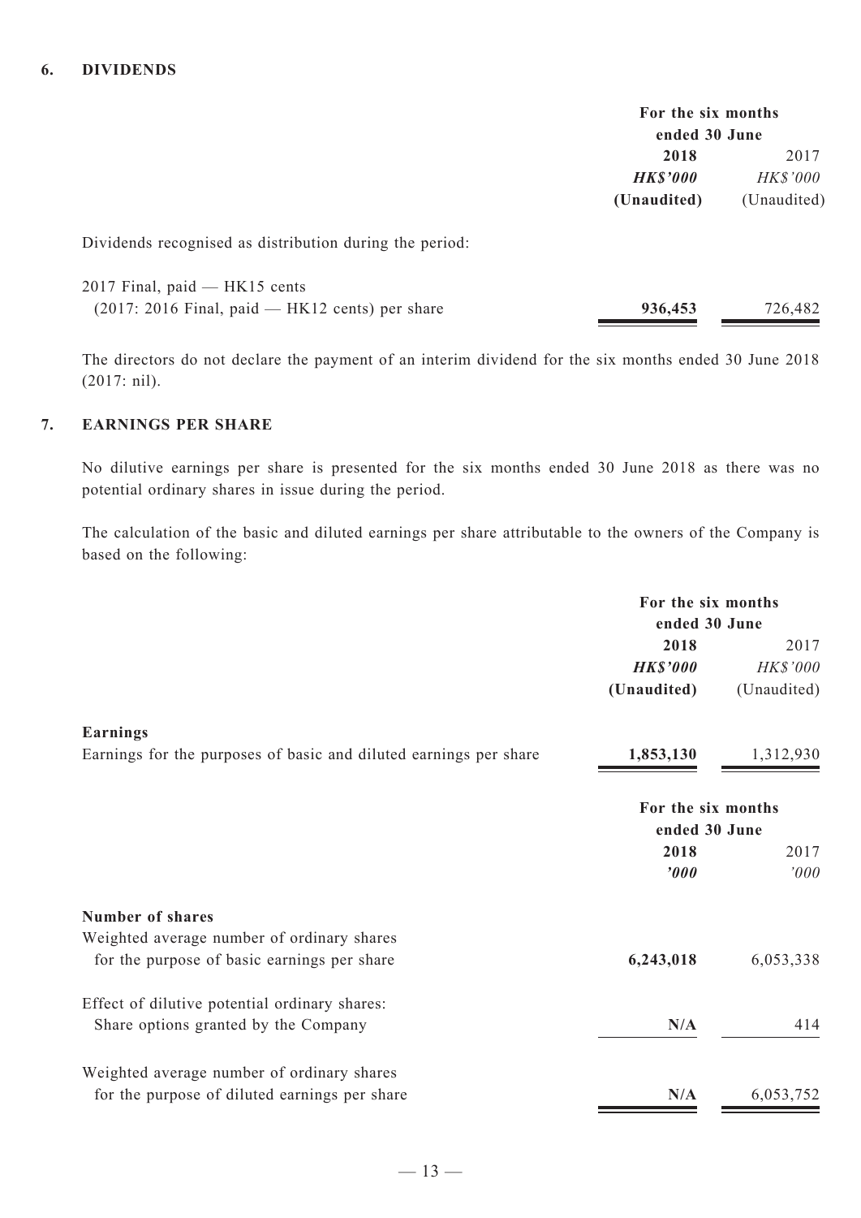## 6. DIVIDENDS

| | For the six months ended 30 June | |
|---|---|---|
| | **2018** | 2017 |
| | ***HK$'000*** | *HK$'000* |
| | **(Unaudited)** | (Unaudited) |
| Dividends recognised as distribution during the period: | | |
| 2017 Final, paid — HK15 cents (2017: 2016 Final, paid — HK12 cents) per share | **936,453** | 726,482 |

The directors do not declare the payment of an interim dividend for the six months ended 30 June 2018 (2017: nil).

## 7. EARNINGS PER SHARE

No dilutive earnings per share is presented for the six months ended 30 June 2018 as there was no potential ordinary shares in issue during the period.

The calculation of the basic and diluted earnings per share attributable to the owners of the Company is based on the following:

| | For the six months ended 30 June | |
|---|---|---|
| | **2018** | 2017 |
| | ***HK$'000*** | *HK$'000* |
| | **(Unaudited)** | (Unaudited) |
| **Earnings** | | |
| Earnings for the purposes of basic and diluted earnings per share | **1,853,130** | 1,312,930 |

| | For the six months ended 30 June | |
|---|---|---|
| | **2018** | 2017 |
| | ***'000*** | *'000* |
| **Number of shares** | | |
| Weighted average number of ordinary shares for the purpose of basic earnings per share | **6,243,018** | 6,053,338 |
| Effect of dilutive potential ordinary shares: Share options granted by the Company | **N/A** | 414 |
| Weighted average number of ordinary shares for the purpose of diluted earnings per share | **N/A** | 6,053,752 |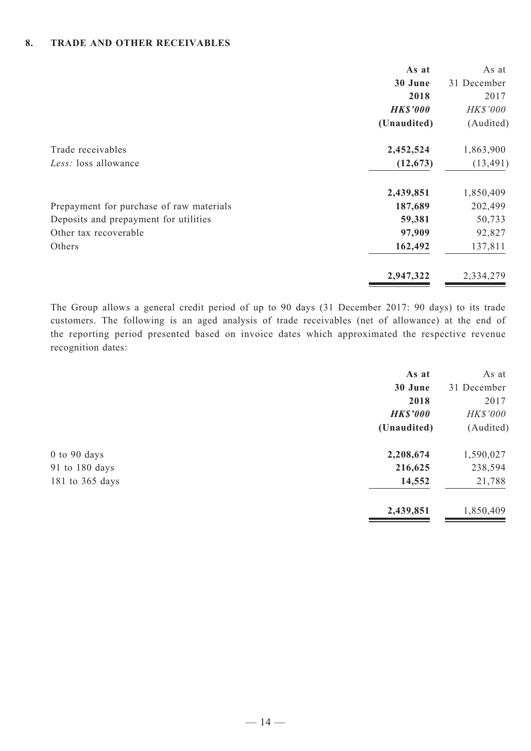## 8. TRADE AND OTHER RECEIVABLES

| | As at 30 June 2018 | As at 31 December 2017 |
|---|---|---|
| | ***HK$'000*** | *HK$'000* |
| | **(Unaudited)** | (Audited) |
| Trade receivables | **2,452,524** | 1,863,900 |
| *Less:* loss allowance | **(12,673)** | (13,491) |
| | **2,439,851** | 1,850,409 |
| Prepayment for purchase of raw materials | **187,689** | 202,499 |
| Deposits and prepayment for utilities | **59,381** | 50,733 |
| Other tax recoverable | **97,909** | 92,827 |
| Others | **162,492** | 137,811 |
| | **2,947,322** | 2,334,279 |

The Group allows a general credit period of up to 90 days (31 December 2017: 90 days) to its trade customers. The following is an aged analysis of trade receivables (net of allowance) at the end of the reporting period presented based on invoice dates which approximated the respective revenue recognition dates:

| | As at 30 June 2018 | As at 31 December 2017 |
|---|---|---|
| | ***HK$'000*** | *HK$'000* |
| | **(Unaudited)** | (Audited) |
| 0 to 90 days | **2,208,674** | 1,590,027 |
| 91 to 180 days | **216,625** | 238,594 |
| 181 to 365 days | **14,552** | 21,788 |
| | **2,439,851** | 1,850,409 |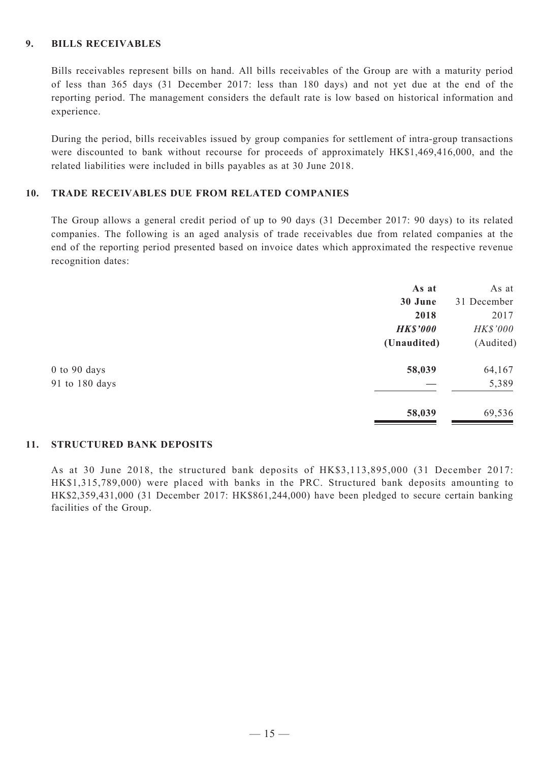### 9. BILLS RECEIVABLES

Bills receivables represent bills on hand. All bills receivables of the Group are with a maturity period of less than 365 days (31 December 2017: less than 180 days) and not yet due at the end of the reporting period. The management considers the default rate is low based on historical information and experience.

During the period, bills receivables issued by group companies for settlement of intra-group transactions were discounted to bank without recourse for proceeds of approximately HK$1,469,416,000, and the related liabilities were included in bills payables as at 30 June 2018.

### 10. TRADE RECEIVABLES DUE FROM RELATED COMPANIES

The Group allows a general credit period of up to 90 days (31 December 2017: 90 days) to its related companies. The following is an aged analysis of trade receivables due from related companies at the end of the reporting period presented based on invoice dates which approximated the respective revenue recognition dates:

| | **As at 30 June 2018** | As at 31 December 2017 |
|---|---|---|
| | ***HK$'000*** | *HK$'000* |
| | **(Unaudited)** | (Audited) |
| 0 to 90 days | **58,039** | 64,167 |
| 91 to 180 days | **—** | 5,389 |
| | **58,039** | 69,536 |

### 11. STRUCTURED BANK DEPOSITS

As at 30 June 2018, the structured bank deposits of HK$3,113,895,000 (31 December 2017: HK$1,315,789,000) were placed with banks in the PRC. Structured bank deposits amounting to HK$2,359,431,000 (31 December 2017: HK$861,244,000) have been pledged to secure certain banking facilities of the Group.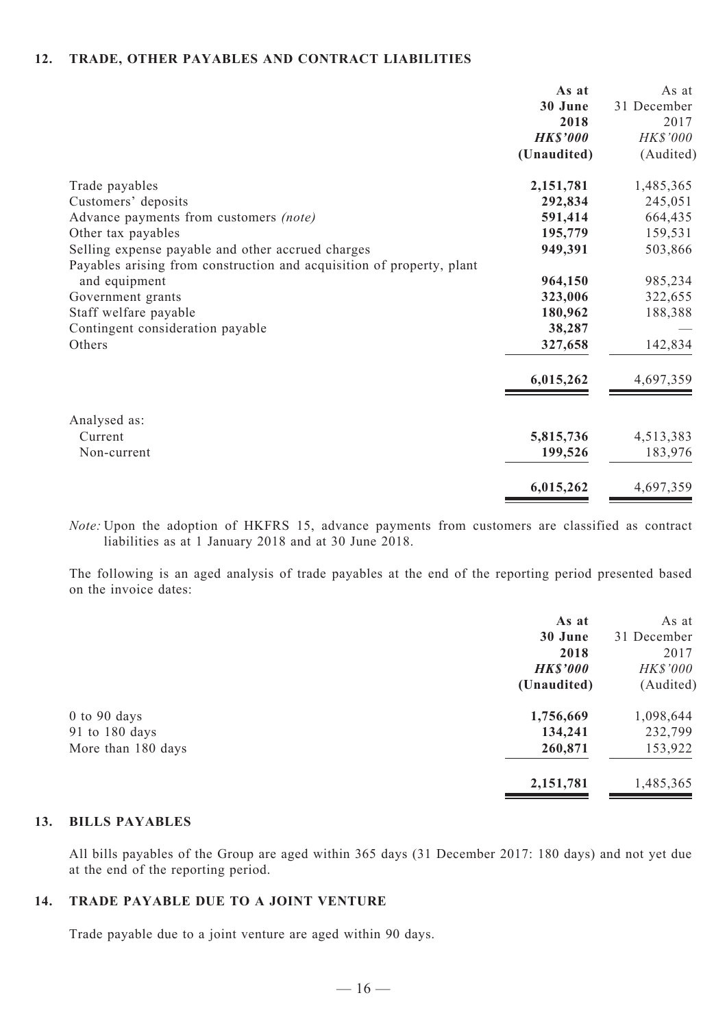## 12. TRADE, OTHER PAYABLES AND CONTRACT LIABILITIES

| | As at 30 June 2018 *HK$'000* (Unaudited) | As at 31 December 2017 *HK$'000* (Audited) |
|---|---|---|
| Trade payables | **2,151,781** | 1,485,365 |
| Customers' deposits | **292,834** | 245,051 |
| Advance payments from customers *(note)* | **591,414** | 664,435 |
| Other tax payables | **195,779** | 159,531 |
| Selling expense payable and other accrued charges | **949,391** | 503,866 |
| Payables arising from construction and acquisition of property, plant and equipment | **964,150** | 985,234 |
| Government grants | **323,006** | 322,655 |
| Staff welfare payable | **180,962** | 188,388 |
| Contingent consideration payable | **38,287** | — |
| Others | **327,658** | 142,834 |
| | **6,015,262** | 4,697,359 |
| Analysed as: | | |
| Current | **5,815,736** | 4,513,383 |
| Non-current | **199,526** | 183,976 |
| | **6,015,262** | 4,697,359 |

*Note:* Upon the adoption of HKFRS 15, advance payments from customers are classified as contract liabilities as at 1 January 2018 and at 30 June 2018.

The following is an aged analysis of trade payables at the end of the reporting period presented based on the invoice dates:

| | As at 30 June 2018 *HK$'000* (Unaudited) | As at 31 December 2017 *HK$'000* (Audited) |
|---|---|---|
| 0 to 90 days | **1,756,669** | 1,098,644 |
| 91 to 180 days | **134,241** | 232,799 |
| More than 180 days | **260,871** | 153,922 |
| | **2,151,781** | 1,485,365 |

## 13. BILLS PAYABLES

All bills payables of the Group are aged within 365 days (31 December 2017: 180 days) and not yet due at the end of the reporting period.

## 14. TRADE PAYABLE DUE TO A JOINT VENTURE

Trade payable due to a joint venture are aged within 90 days.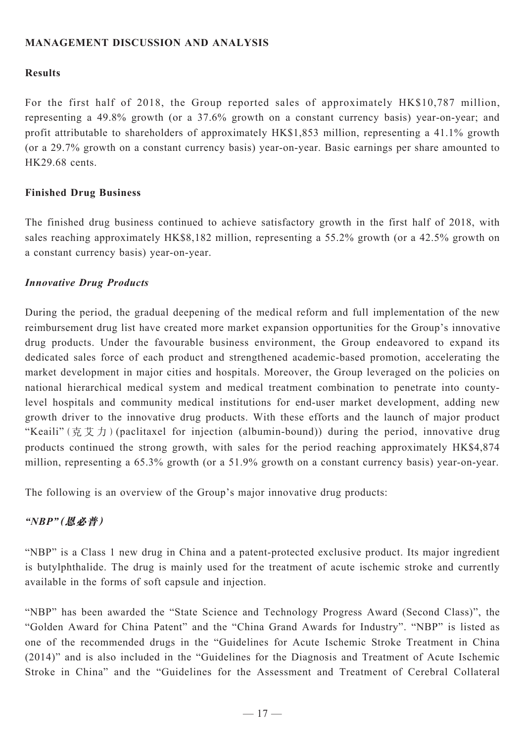## MANAGEMENT DISCUSSION AND ANALYSIS

### Results

For the first half of 2018, the Group reported sales of approximately HK$10,787 million, representing a 49.8% growth (or a 37.6% growth on a constant currency basis) year-on-year; and profit attributable to shareholders of approximately HK$1,853 million, representing a 41.1% growth (or a 29.7% growth on a constant currency basis) year-on-year. Basic earnings per share amounted to HK29.68 cents.

### Finished Drug Business

The finished drug business continued to achieve satisfactory growth in the first half of 2018, with sales reaching approximately HK$8,182 million, representing a 55.2% growth (or a 42.5% growth on a constant currency basis) year-on-year.

#### *Innovative Drug Products*

During the period, the gradual deepening of the medical reform and full implementation of the new reimbursement drug list have created more market expansion opportunities for the Group's innovative drug products. Under the favourable business environment, the Group endeavored to expand its dedicated sales force of each product and strengthened academic-based promotion, accelerating the market development in major cities and hospitals. Moreover, the Group leveraged on the policies on national hierarchical medical system and medical treatment combination to penetrate into county-level hospitals and community medical institutions for end-user market development, adding new growth driver to the innovative drug products. With these efforts and the launch of major product "Keaili" (克艾力) (paclitaxel for injection (albumin-bound)) during the period, innovative drug products continued the strong growth, with sales for the period reaching approximately HK$4,874 million, representing a 65.3% growth (or a 51.9% growth on a constant currency basis) year-on-year.

The following is an overview of the Group's major innovative drug products:

#### ***"NBP" (恩必普)***

"NBP" is a Class 1 new drug in China and a patent-protected exclusive product. Its major ingredient is butylphthalide. The drug is mainly used for the treatment of acute ischemic stroke and currently available in the forms of soft capsule and injection.

"NBP" has been awarded the "State Science and Technology Progress Award (Second Class)", the "Golden Award for China Patent" and the "China Grand Awards for Industry". "NBP" is listed as one of the recommended drugs in the "Guidelines for Acute Ischemic Stroke Treatment in China (2014)" and is also included in the "Guidelines for the Diagnosis and Treatment of Acute Ischemic Stroke in China" and the "Guidelines for the Assessment and Treatment of Cerebral Collateral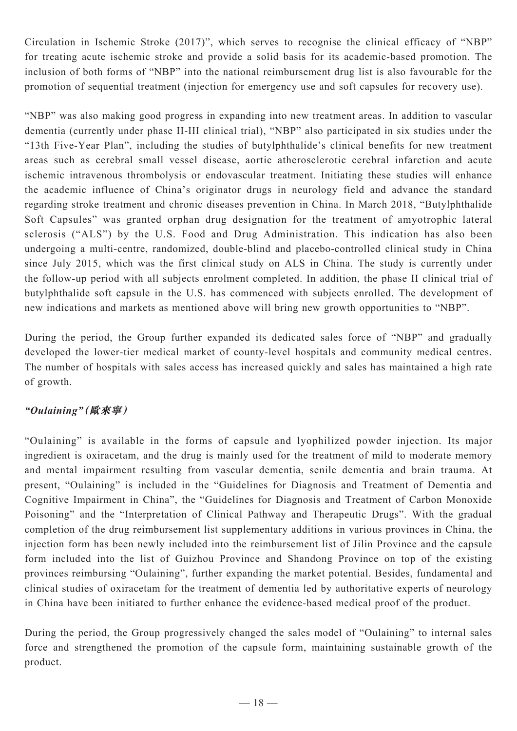Circulation in Ischemic Stroke (2017)", which serves to recognise the clinical efficacy of "NBP" for treating acute ischemic stroke and provide a solid basis for its academic-based promotion. The inclusion of both forms of "NBP" into the national reimbursement drug list is also favourable for the promotion of sequential treatment (injection for emergency use and soft capsules for recovery use).

"NBP" was also making good progress in expanding into new treatment areas. In addition to vascular dementia (currently under phase II-III clinical trial), "NBP" also participated in six studies under the "13th Five-Year Plan", including the studies of butylphthalide's clinical benefits for new treatment areas such as cerebral small vessel disease, aortic atherosclerotic cerebral infarction and acute ischemic intravenous thrombolysis or endovascular treatment. Initiating these studies will enhance the academic influence of China's originator drugs in neurology field and advance the standard regarding stroke treatment and chronic diseases prevention in China. In March 2018, "Butylphthalide Soft Capsules" was granted orphan drug designation for the treatment of amyotrophic lateral sclerosis ("ALS") by the U.S. Food and Drug Administration. This indication has also been undergoing a multi-centre, randomized, double-blind and placebo-controlled clinical study in China since July 2015, which was the first clinical study on ALS in China. The study is currently under the follow-up period with all subjects enrolment completed. In addition, the phase II clinical trial of butylphthalide soft capsule in the U.S. has commenced with subjects enrolled. The development of new indications and markets as mentioned above will bring new growth opportunities to "NBP".

During the period, the Group further expanded its dedicated sales force of "NBP" and gradually developed the lower-tier medical market of county-level hospitals and community medical centres. The number of hospitals with sales access has increased quickly and sales has maintained a high rate of growth.

***"Oulaining" (歐來寧)***

"Oulaining" is available in the forms of capsule and lyophilized powder injection. Its major ingredient is oxiracetam, and the drug is mainly used for the treatment of mild to moderate memory and mental impairment resulting from vascular dementia, senile dementia and brain trauma. At present, "Oulaining" is included in the "Guidelines for Diagnosis and Treatment of Dementia and Cognitive Impairment in China", the "Guidelines for Diagnosis and Treatment of Carbon Monoxide Poisoning" and the "Interpretation of Clinical Pathway and Therapeutic Drugs". With the gradual completion of the drug reimbursement list supplementary additions in various provinces in China, the injection form has been newly included into the reimbursement list of Jilin Province and the capsule form included into the list of Guizhou Province and Shandong Province on top of the existing provinces reimbursing "Oulaining", further expanding the market potential. Besides, fundamental and clinical studies of oxiracetam for the treatment of dementia led by authoritative experts of neurology in China have been initiated to further enhance the evidence-based medical proof of the product.

During the period, the Group progressively changed the sales model of "Oulaining" to internal sales force and strengthened the promotion of the capsule form, maintaining sustainable growth of the product.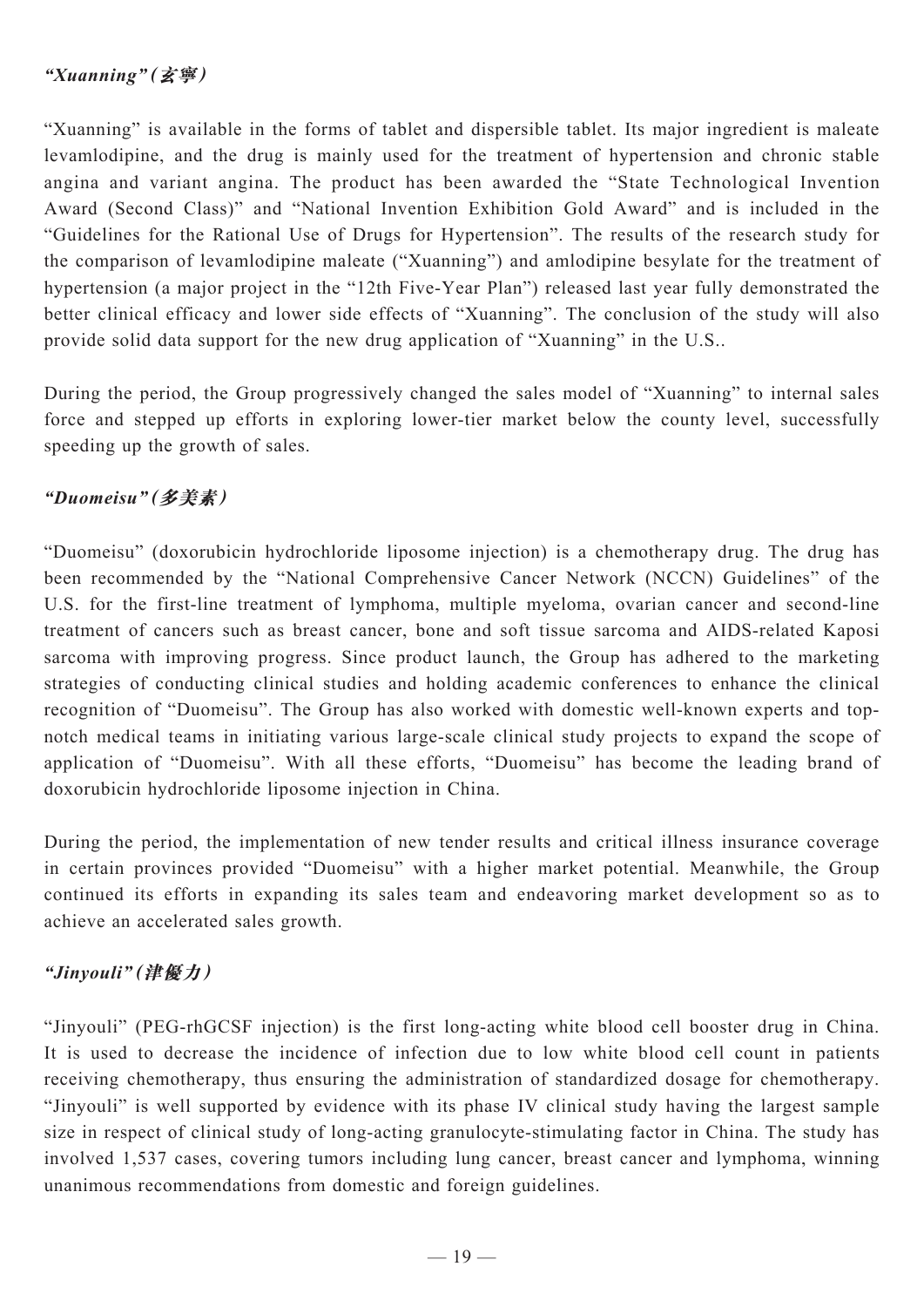### *"Xuanning" (玄寧)*

"Xuanning" is available in the forms of tablet and dispersible tablet. Its major ingredient is maleate levamlodipine, and the drug is mainly used for the treatment of hypertension and chronic stable angina and variant angina. The product has been awarded the "State Technological Invention Award (Second Class)" and "National Invention Exhibition Gold Award" and is included in the "Guidelines for the Rational Use of Drugs for Hypertension". The results of the research study for the comparison of levamlodipine maleate ("Xuanning") and amlodipine besylate for the treatment of hypertension (a major project in the "12th Five-Year Plan") released last year fully demonstrated the better clinical efficacy and lower side effects of "Xuanning". The conclusion of the study will also provide solid data support for the new drug application of "Xuanning" in the U.S..

During the period, the Group progressively changed the sales model of "Xuanning" to internal sales force and stepped up efforts in exploring lower-tier market below the county level, successfully speeding up the growth of sales.

### *"Duomeisu" (多美素)*

"Duomeisu" (doxorubicin hydrochloride liposome injection) is a chemotherapy drug. The drug has been recommended by the "National Comprehensive Cancer Network (NCCN) Guidelines" of the U.S. for the first-line treatment of lymphoma, multiple myeloma, ovarian cancer and second-line treatment of cancers such as breast cancer, bone and soft tissue sarcoma and AIDS-related Kaposi sarcoma with improving progress. Since product launch, the Group has adhered to the marketing strategies of conducting clinical studies and holding academic conferences to enhance the clinical recognition of "Duomeisu". The Group has also worked with domestic well-known experts and top-notch medical teams in initiating various large-scale clinical study projects to expand the scope of application of "Duomeisu". With all these efforts, "Duomeisu" has become the leading brand of doxorubicin hydrochloride liposome injection in China.

During the period, the implementation of new tender results and critical illness insurance coverage in certain provinces provided "Duomeisu" with a higher market potential. Meanwhile, the Group continued its efforts in expanding its sales team and endeavoring market development so as to achieve an accelerated sales growth.

### *"Jinyouli" (津優力)*

"Jinyouli" (PEG-rhGCSF injection) is the first long-acting white blood cell booster drug in China. It is used to decrease the incidence of infection due to low white blood cell count in patients receiving chemotherapy, thus ensuring the administration of standardized dosage for chemotherapy. "Jinyouli" is well supported by evidence with its phase IV clinical study having the largest sample size in respect of clinical study of long-acting granulocyte-stimulating factor in China. The study has involved 1,537 cases, covering tumors including lung cancer, breast cancer and lymphoma, winning unanimous recommendations from domestic and foreign guidelines.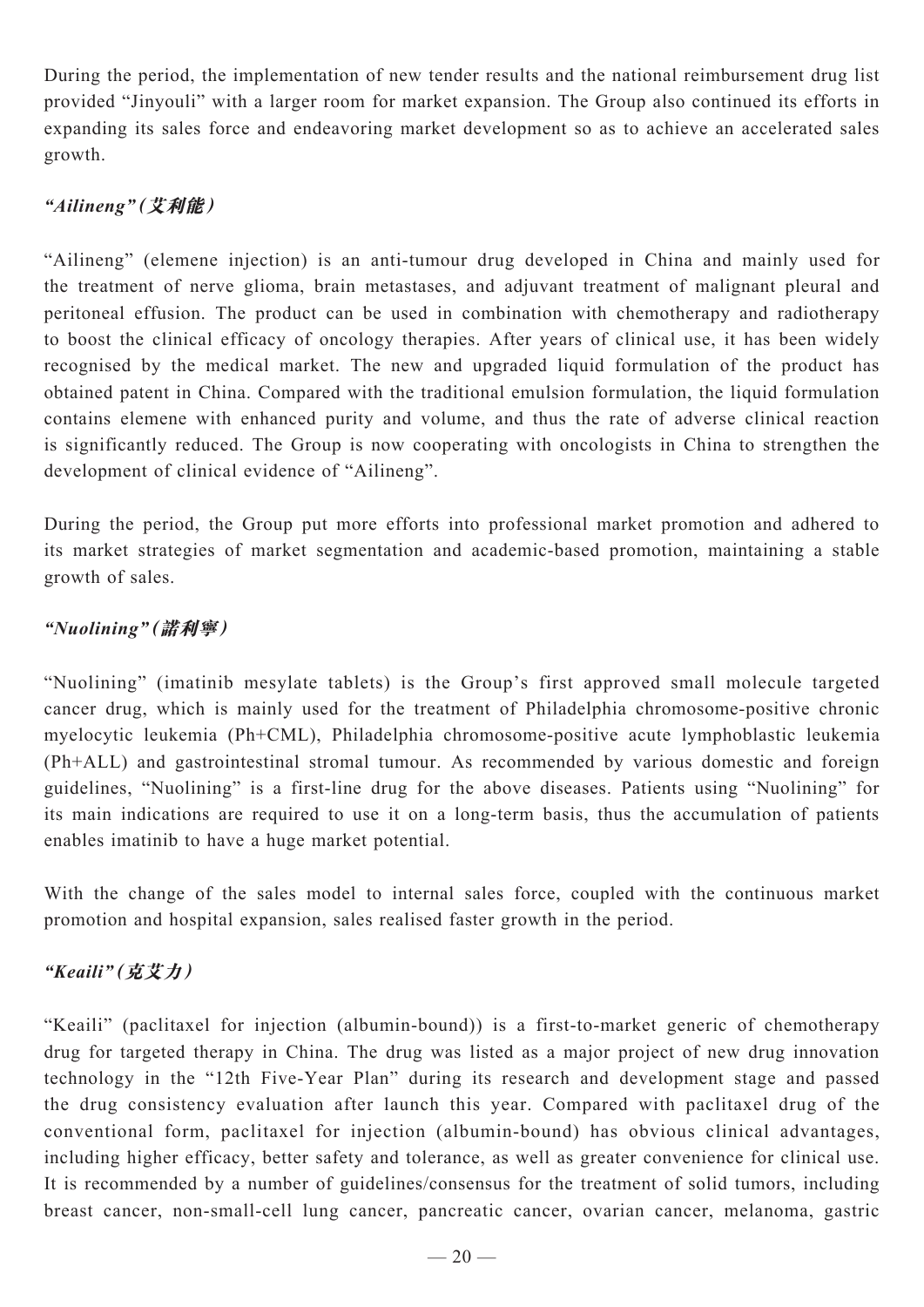During the period, the implementation of new tender results and the national reimbursement drug list provided "Jinyouli" with a larger room for market expansion. The Group also continued its efforts in expanding its sales force and endeavoring market development so as to achieve an accelerated sales growth.

### *"Ailineng" (艾利能)*

"Ailineng" (elemene injection) is an anti-tumour drug developed in China and mainly used for the treatment of nerve glioma, brain metastases, and adjuvant treatment of malignant pleural and peritoneal effusion. The product can be used in combination with chemotherapy and radiotherapy to boost the clinical efficacy of oncology therapies. After years of clinical use, it has been widely recognised by the medical market. The new and upgraded liquid formulation of the product has obtained patent in China. Compared with the traditional emulsion formulation, the liquid formulation contains elemene with enhanced purity and volume, and thus the rate of adverse clinical reaction is significantly reduced. The Group is now cooperating with oncologists in China to strengthen the development of clinical evidence of "Ailineng".

During the period, the Group put more efforts into professional market promotion and adhered to its market strategies of market segmentation and academic-based promotion, maintaining a stable growth of sales.

### *"Nuolining" (諾利寧)*

"Nuolining" (imatinib mesylate tablets) is the Group's first approved small molecule targeted cancer drug, which is mainly used for the treatment of Philadelphia chromosome-positive chronic myelocytic leukemia (Ph+CML), Philadelphia chromosome-positive acute lymphoblastic leukemia (Ph+ALL) and gastrointestinal stromal tumour. As recommended by various domestic and foreign guidelines, "Nuolining" is a first-line drug for the above diseases. Patients using "Nuolining" for its main indications are required to use it on a long-term basis, thus the accumulation of patients enables imatinib to have a huge market potential.

With the change of the sales model to internal sales force, coupled with the continuous market promotion and hospital expansion, sales realised faster growth in the period.

### *"Keaili" (克艾力)*

"Keaili" (paclitaxel for injection (albumin-bound)) is a first-to-market generic of chemotherapy drug for targeted therapy in China. The drug was listed as a major project of new drug innovation technology in the "12th Five-Year Plan" during its research and development stage and passed the drug consistency evaluation after launch this year. Compared with paclitaxel drug of the conventional form, paclitaxel for injection (albumin-bound) has obvious clinical advantages, including higher efficacy, better safety and tolerance, as well as greater convenience for clinical use. It is recommended by a number of guidelines/consensus for the treatment of solid tumors, including breast cancer, non-small-cell lung cancer, pancreatic cancer, ovarian cancer, melanoma, gastric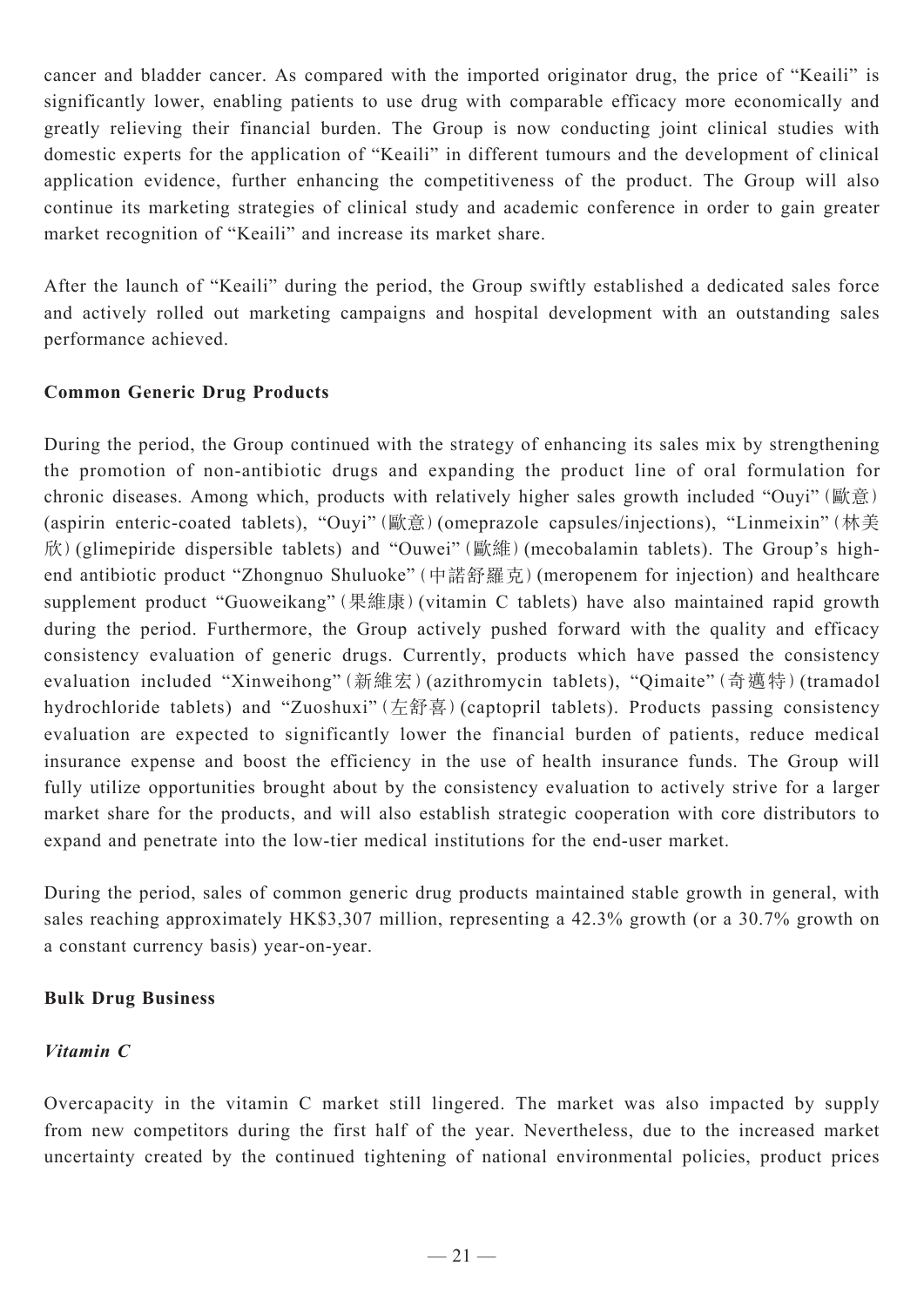cancer and bladder cancer. As compared with the imported originator drug, the price of "Keaili" is significantly lower, enabling patients to use drug with comparable efficacy more economically and greatly relieving their financial burden. The Group is now conducting joint clinical studies with domestic experts for the application of "Keaili" in different tumours and the development of clinical application evidence, further enhancing the competitiveness of the product. The Group will also continue its marketing strategies of clinical study and academic conference in order to gain greater market recognition of "Keaili" and increase its market share.

After the launch of "Keaili" during the period, the Group swiftly established a dedicated sales force and actively rolled out marketing campaigns and hospital development with an outstanding sales performance achieved.

**Common Generic Drug Products**

During the period, the Group continued with the strategy of enhancing its sales mix by strengthening the promotion of non-antibiotic drugs and expanding the product line of oral formulation for chronic diseases. Among which, products with relatively higher sales growth included "Ouyi"（歐意）(aspirin enteric-coated tablets), "Ouyi"（歐意）(omeprazole capsules/injections), "Linmeixin"（林美欣）(glimepiride dispersible tablets) and "Ouwei"（歐維）(mecobalamin tablets). The Group's high-end antibiotic product "Zhongnuo Shuluoke"（中諾舒羅克）(meropenem for injection) and healthcare supplement product "Guoweikang"（果維康）(vitamin C tablets) have also maintained rapid growth during the period. Furthermore, the Group actively pushed forward with the quality and efficacy consistency evaluation of generic drugs. Currently, products which have passed the consistency evaluation included "Xinweihong"（新維宏）(azithromycin tablets), "Qimaite"（奇邁特）(tramadol hydrochloride tablets) and "Zuoshuxi"（左舒喜）(captopril tablets). Products passing consistency evaluation are expected to significantly lower the financial burden of patients, reduce medical insurance expense and boost the efficiency in the use of health insurance funds. The Group will fully utilize opportunities brought about by the consistency evaluation to actively strive for a larger market share for the products, and will also establish strategic cooperation with core distributors to expand and penetrate into the low-tier medical institutions for the end-user market.

During the period, sales of common generic drug products maintained stable growth in general, with sales reaching approximately HK$3,307 million, representing a 42.3% growth (or a 30.7% growth on a constant currency basis) year-on-year.

**Bulk Drug Business**

***Vitamin C***

Overcapacity in the vitamin C market still lingered. The market was also impacted by supply from new competitors during the first half of the year. Nevertheless, due to the increased market uncertainty created by the continued tightening of national environmental policies, product prices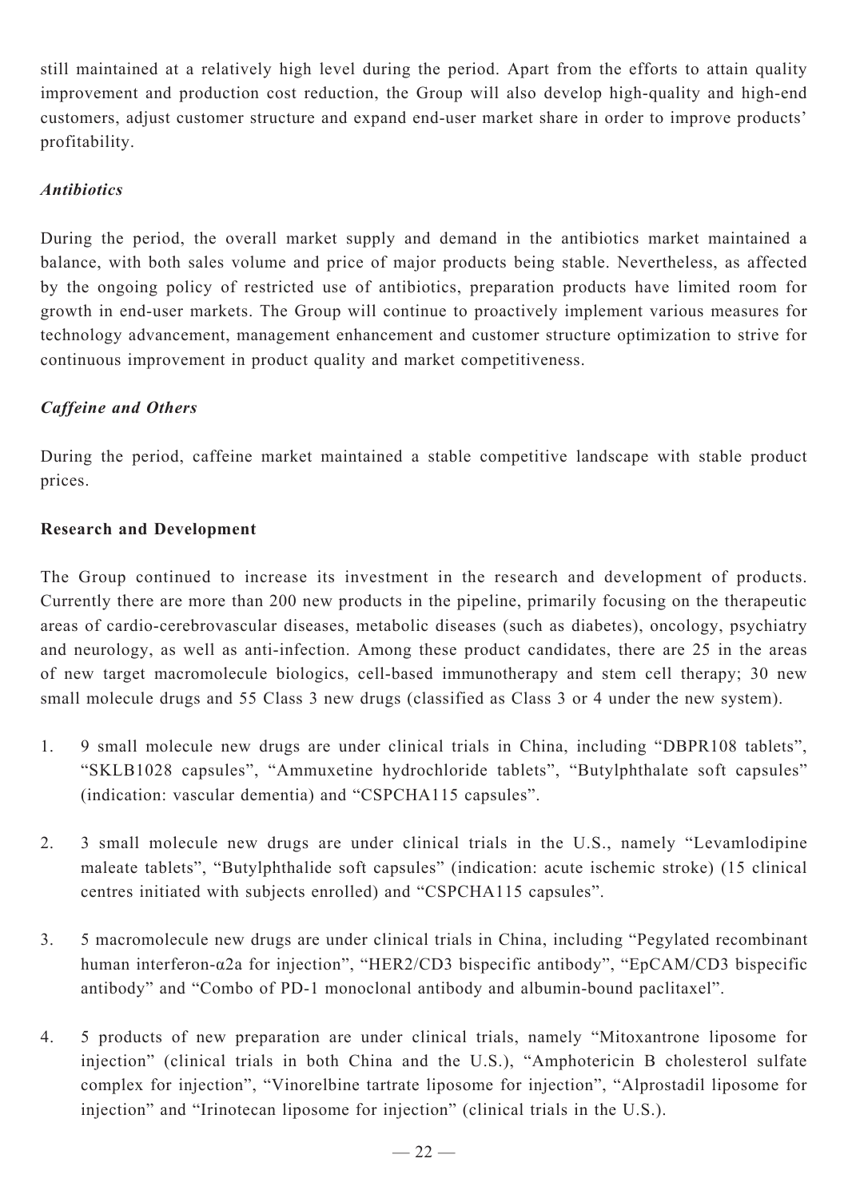still maintained at a relatively high level during the period. Apart from the efforts to attain quality improvement and production cost reduction, the Group will also develop high-quality and high-end customers, adjust customer structure and expand end-user market share in order to improve products' profitability.

*Antibiotics*

During the period, the overall market supply and demand in the antibiotics market maintained a balance, with both sales volume and price of major products being stable. Nevertheless, as affected by the ongoing policy of restricted use of antibiotics, preparation products have limited room for growth in end-user markets. The Group will continue to proactively implement various measures for technology advancement, management enhancement and customer structure optimization to strive for continuous improvement in product quality and market competitiveness.

*Caffeine and Others*

During the period, caffeine market maintained a stable competitive landscape with stable product prices.

**Research and Development**

The Group continued to increase its investment in the research and development of products. Currently there are more than 200 new products in the pipeline, primarily focusing on the therapeutic areas of cardio-cerebrovascular diseases, metabolic diseases (such as diabetes), oncology, psychiatry and neurology, as well as anti-infection. Among these product candidates, there are 25 in the areas of new target macromolecule biologics, cell-based immunotherapy and stem cell therapy; 30 new small molecule drugs and 55 Class 3 new drugs (classified as Class 3 or 4 under the new system).

1. 9 small molecule new drugs are under clinical trials in China, including "DBPR108 tablets", "SKLB1028 capsules", "Ammuxetine hydrochloride tablets", "Butylphthalate soft capsules" (indication: vascular dementia) and "CSPCHA115 capsules".

2. 3 small molecule new drugs are under clinical trials in the U.S., namely "Levamlodipine maleate tablets", "Butylphthalide soft capsules" (indication: acute ischemic stroke) (15 clinical centres initiated with subjects enrolled) and "CSPCHA115 capsules".

3. 5 macromolecule new drugs are under clinical trials in China, including "Pegylated recombinant human interferon-α2a for injection", "HER2/CD3 bispecific antibody", "EpCAM/CD3 bispecific antibody" and "Combo of PD-1 monoclonal antibody and albumin-bound paclitaxel".

4. 5 products of new preparation are under clinical trials, namely "Mitoxantrone liposome for injection" (clinical trials in both China and the U.S.), "Amphotericin B cholesterol sulfate complex for injection", "Vinorelbine tartrate liposome for injection", "Alprostadil liposome for injection" and "Irinotecan liposome for injection" (clinical trials in the U.S.).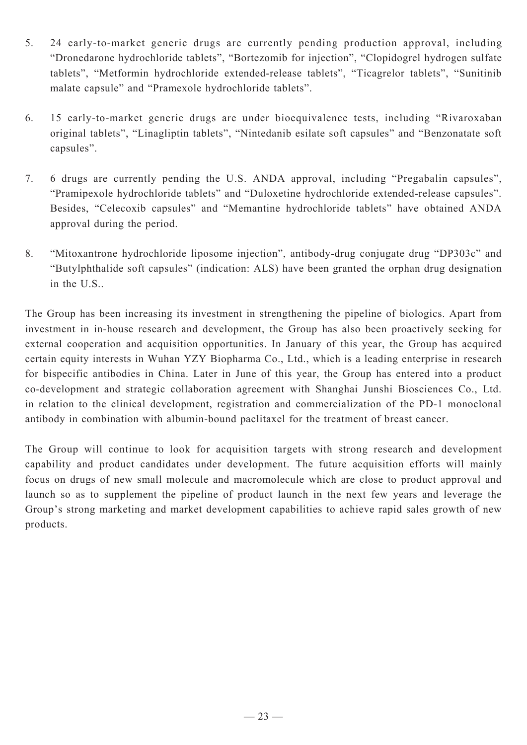5. 24 early-to-market generic drugs are currently pending production approval, including "Dronedarone hydrochloride tablets", "Bortezomib for injection", "Clopidogrel hydrogen sulfate tablets", "Metformin hydrochloride extended-release tablets", "Ticagrelor tablets", "Sunitinib malate capsule" and "Pramexole hydrochloride tablets".

6. 15 early-to-market generic drugs are under bioequivalence tests, including "Rivaroxaban original tablets", "Linagliptin tablets", "Nintedanib esilate soft capsules" and "Benzonatate soft capsules".

7. 6 drugs are currently pending the U.S. ANDA approval, including "Pregabalin capsules", "Pramipexole hydrochloride tablets" and "Duloxetine hydrochloride extended-release capsules". Besides, "Celecoxib capsules" and "Memantine hydrochloride tablets" have obtained ANDA approval during the period.

8. "Mitoxantrone hydrochloride liposome injection", antibody-drug conjugate drug "DP303c" and "Butylphthalide soft capsules" (indication: ALS) have been granted the orphan drug designation in the U.S..

The Group has been increasing its investment in strengthening the pipeline of biologics. Apart from investment in in-house research and development, the Group has also been proactively seeking for external cooperation and acquisition opportunities. In January of this year, the Group has acquired certain equity interests in Wuhan YZY Biopharma Co., Ltd., which is a leading enterprise in research for bispecific antibodies in China. Later in June of this year, the Group has entered into a product co-development and strategic collaboration agreement with Shanghai Junshi Biosciences Co., Ltd. in relation to the clinical development, registration and commercialization of the PD-1 monoclonal antibody in combination with albumin-bound paclitaxel for the treatment of breast cancer.

The Group will continue to look for acquisition targets with strong research and development capability and product candidates under development. The future acquisition efforts will mainly focus on drugs of new small molecule and macromolecule which are close to product approval and launch so as to supplement the pipeline of product launch in the next few years and leverage the Group's strong marketing and market development capabilities to achieve rapid sales growth of new products.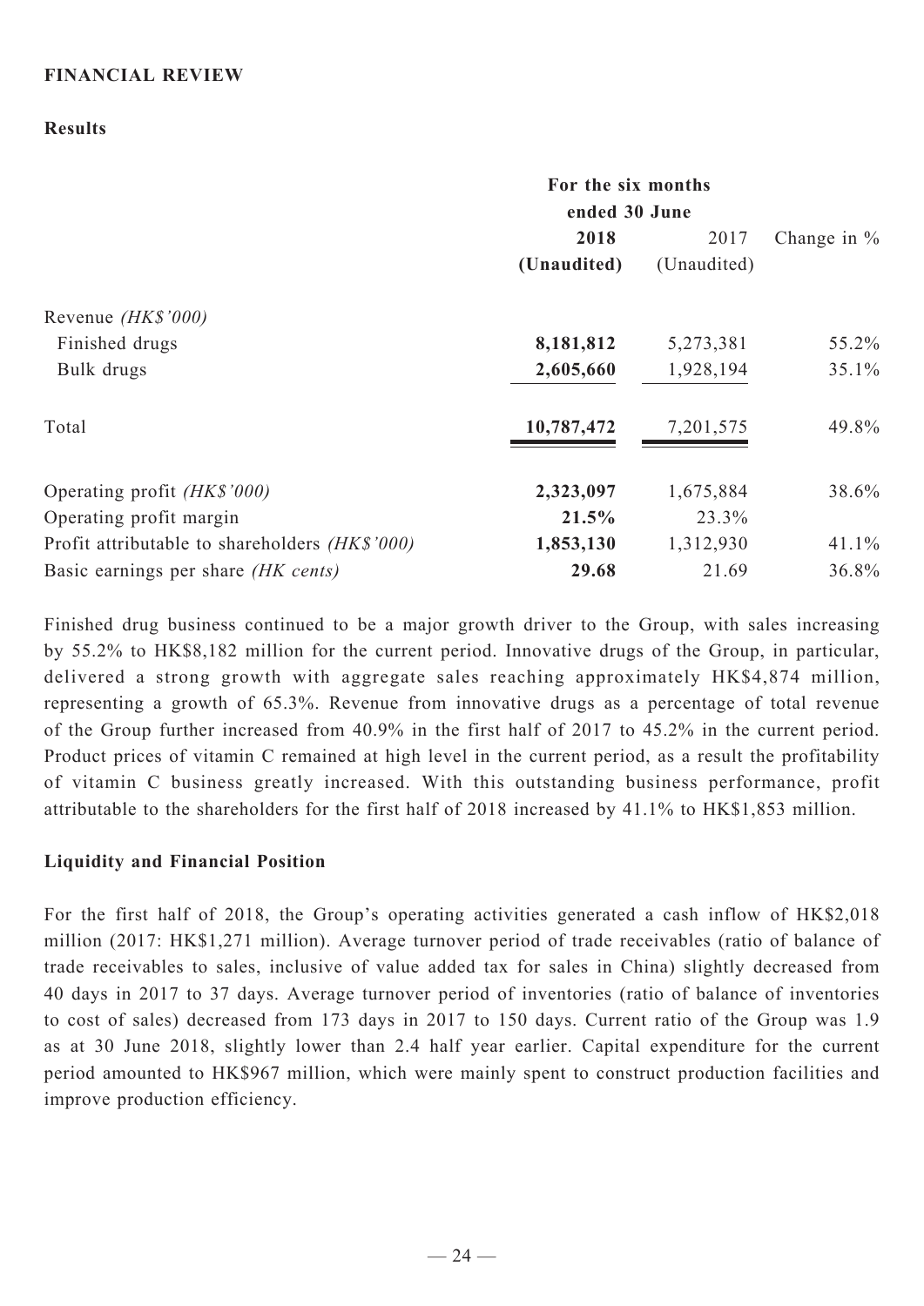## FINANCIAL REVIEW

### Results

| | For the six months ended 30 June | | |
|---|---|---|---|
| | **2018** | 2017 | Change in % |
| | **(Unaudited)** | (Unaudited) | |
| Revenue *(HK$'000)* | | | |
| Finished drugs | **8,181,812** | 5,273,381 | 55.2% |
| Bulk drugs | **2,605,660** | 1,928,194 | 35.1% |
| Total | **10,787,472** | 7,201,575 | 49.8% |
| Operating profit *(HK$'000)* | **2,323,097** | 1,675,884 | 38.6% |
| Operating profit margin | **21.5%** | 23.3% | |
| Profit attributable to shareholders *(HK$'000)* | **1,853,130** | 1,312,930 | 41.1% |
| Basic earnings per share *(HK cents)* | **29.68** | 21.69 | 36.8% |

Finished drug business continued to be a major growth driver to the Group, with sales increasing by 55.2% to HK$8,182 million for the current period. Innovative drugs of the Group, in particular, delivered a strong growth with aggregate sales reaching approximately HK$4,874 million, representing a growth of 65.3%. Revenue from innovative drugs as a percentage of total revenue of the Group further increased from 40.9% in the first half of 2017 to 45.2% in the current period. Product prices of vitamin C remained at high level in the current period, as a result the profitability of vitamin C business greatly increased. With this outstanding business performance, profit attributable to the shareholders for the first half of 2018 increased by 41.1% to HK$1,853 million.

### Liquidity and Financial Position

For the first half of 2018, the Group's operating activities generated a cash inflow of HK$2,018 million (2017: HK$1,271 million). Average turnover period of trade receivables (ratio of balance of trade receivables to sales, inclusive of value added tax for sales in China) slightly decreased from 40 days in 2017 to 37 days. Average turnover period of inventories (ratio of balance of inventories to cost of sales) decreased from 173 days in 2017 to 150 days. Current ratio of the Group was 1.9 as at 30 June 2018, slightly lower than 2.4 half year earlier. Capital expenditure for the current period amounted to HK$967 million, which were mainly spent to construct production facilities and improve production efficiency.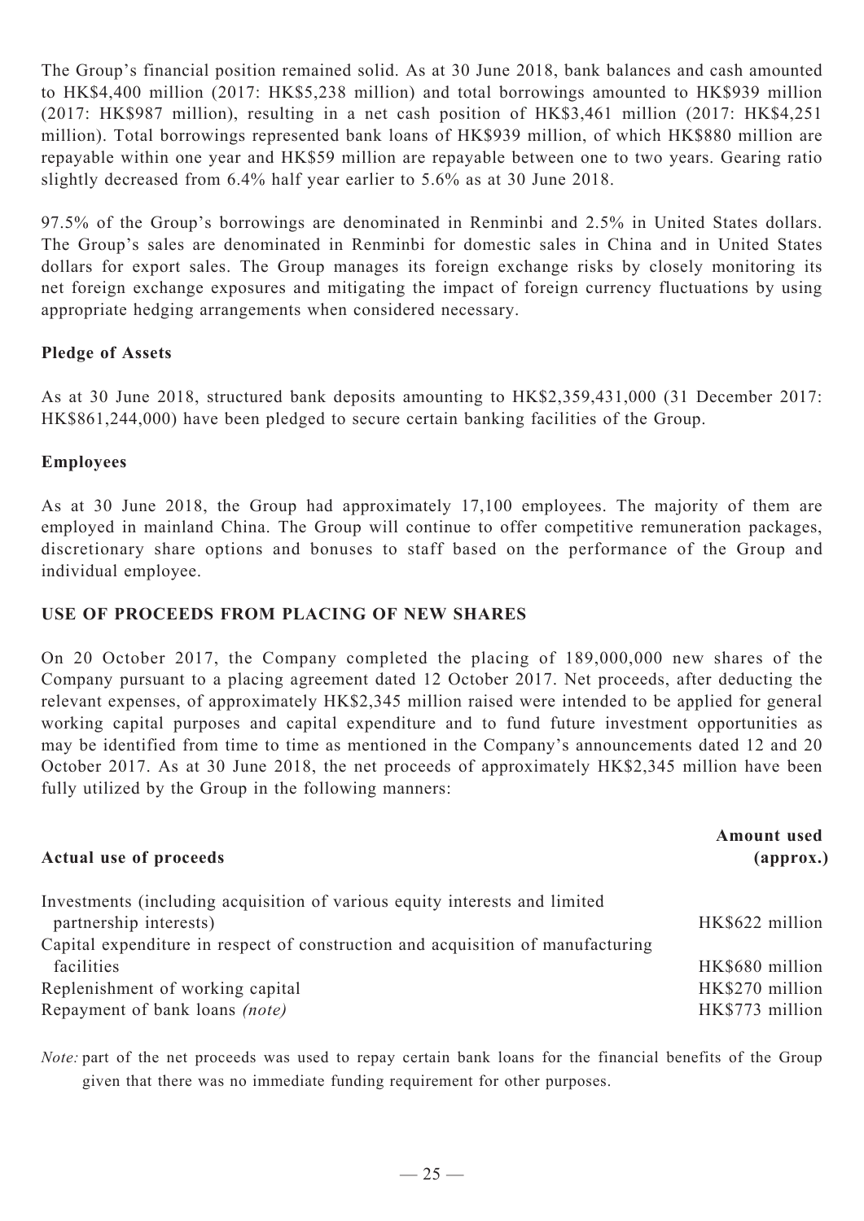The Group's financial position remained solid. As at 30 June 2018, bank balances and cash amounted to HK$4,400 million (2017: HK$5,238 million) and total borrowings amounted to HK$939 million (2017: HK$987 million), resulting in a net cash position of HK$3,461 million (2017: HK$4,251 million). Total borrowings represented bank loans of HK$939 million, of which HK$880 million are repayable within one year and HK$59 million are repayable between one to two years. Gearing ratio slightly decreased from 6.4% half year earlier to 5.6% as at 30 June 2018.

97.5% of the Group's borrowings are denominated in Renminbi and 2.5% in United States dollars. The Group's sales are denominated in Renminbi for domestic sales in China and in United States dollars for export sales. The Group manages its foreign exchange risks by closely monitoring its net foreign exchange exposures and mitigating the impact of foreign currency fluctuations by using appropriate hedging arrangements when considered necessary.

**Pledge of Assets**

As at 30 June 2018, structured bank deposits amounting to HK$2,359,431,000 (31 December 2017: HK$861,244,000) have been pledged to secure certain banking facilities of the Group.

**Employees**

As at 30 June 2018, the Group had approximately 17,100 employees. The majority of them are employed in mainland China. The Group will continue to offer competitive remuneration packages, discretionary share options and bonuses to staff based on the performance of the Group and individual employee.

## USE OF PROCEEDS FROM PLACING OF NEW SHARES

On 20 October 2017, the Company completed the placing of 189,000,000 new shares of the Company pursuant to a placing agreement dated 12 October 2017. Net proceeds, after deducting the relevant expenses, of approximately HK$2,345 million raised were intended to be applied for general working capital purposes and capital expenditure and to fund future investment opportunities as may be identified from time to time as mentioned in the Company's announcements dated 12 and 20 October 2017. As at 30 June 2018, the net proceeds of approximately HK$2,345 million have been fully utilized by the Group in the following manners:

| **Actual use of proceeds** | **Amount used (approx.)** |
|---|---|
| Investments (including acquisition of various equity interests and limited partnership interests) | HK$622 million |
| Capital expenditure in respect of construction and acquisition of manufacturing facilities | HK$680 million |
| Replenishment of working capital | HK$270 million |
| Repayment of bank loans *(note)* | HK$773 million |

*Note:* part of the net proceeds was used to repay certain bank loans for the financial benefits of the Group given that there was no immediate funding requirement for other purposes.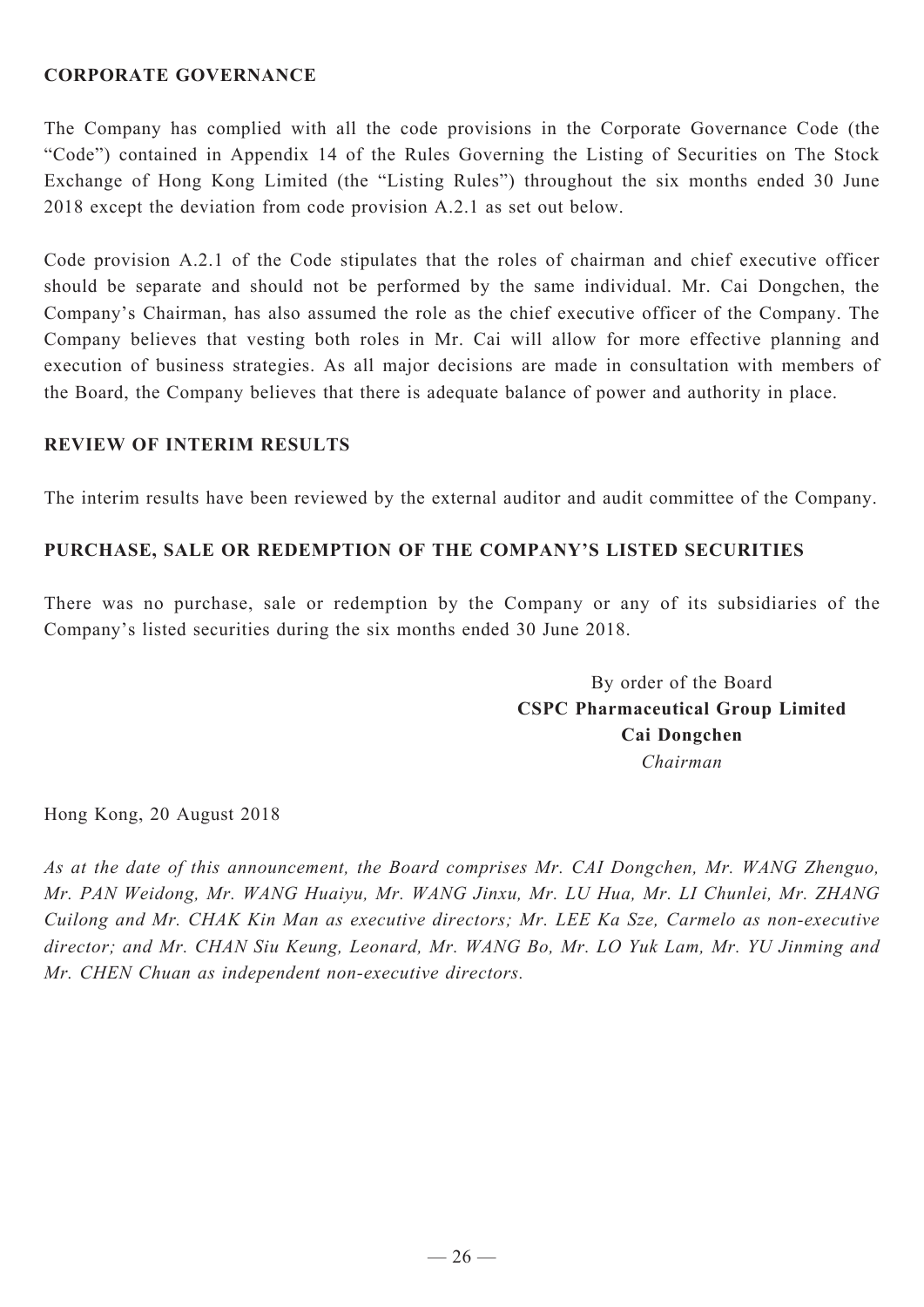## CORPORATE GOVERNANCE

The Company has complied with all the code provisions in the Corporate Governance Code (the "Code") contained in Appendix 14 of the Rules Governing the Listing of Securities on The Stock Exchange of Hong Kong Limited (the "Listing Rules") throughout the six months ended 30 June 2018 except the deviation from code provision A.2.1 as set out below.

Code provision A.2.1 of the Code stipulates that the roles of chairman and chief executive officer should be separate and should not be performed by the same individual. Mr. Cai Dongchen, the Company's Chairman, has also assumed the role as the chief executive officer of the Company. The Company believes that vesting both roles in Mr. Cai will allow for more effective planning and execution of business strategies. As all major decisions are made in consultation with members of the Board, the Company believes that there is adequate balance of power and authority in place.

## REVIEW OF INTERIM RESULTS

The interim results have been reviewed by the external auditor and audit committee of the Company.

## PURCHASE, SALE OR REDEMPTION OF THE COMPANY'S LISTED SECURITIES

There was no purchase, sale or redemption by the Company or any of its subsidiaries of the Company's listed securities during the six months ended 30 June 2018.

By order of the Board
**CSPC Pharmaceutical Group Limited**
**Cai Dongchen**
*Chairman*

Hong Kong, 20 August 2018

*As at the date of this announcement, the Board comprises Mr. CAI Dongchen, Mr. WANG Zhenguo, Mr. PAN Weidong, Mr. WANG Huaiyu, Mr. WANG Jinxu, Mr. LU Hua, Mr. LI Chunlei, Mr. ZHANG Cuilong and Mr. CHAK Kin Man as executive directors; Mr. LEE Ka Sze, Carmelo as non-executive director; and Mr. CHAN Siu Keung, Leonard, Mr. WANG Bo, Mr. LO Yuk Lam, Mr. YU Jinming and Mr. CHEN Chuan as independent non-executive directors.*